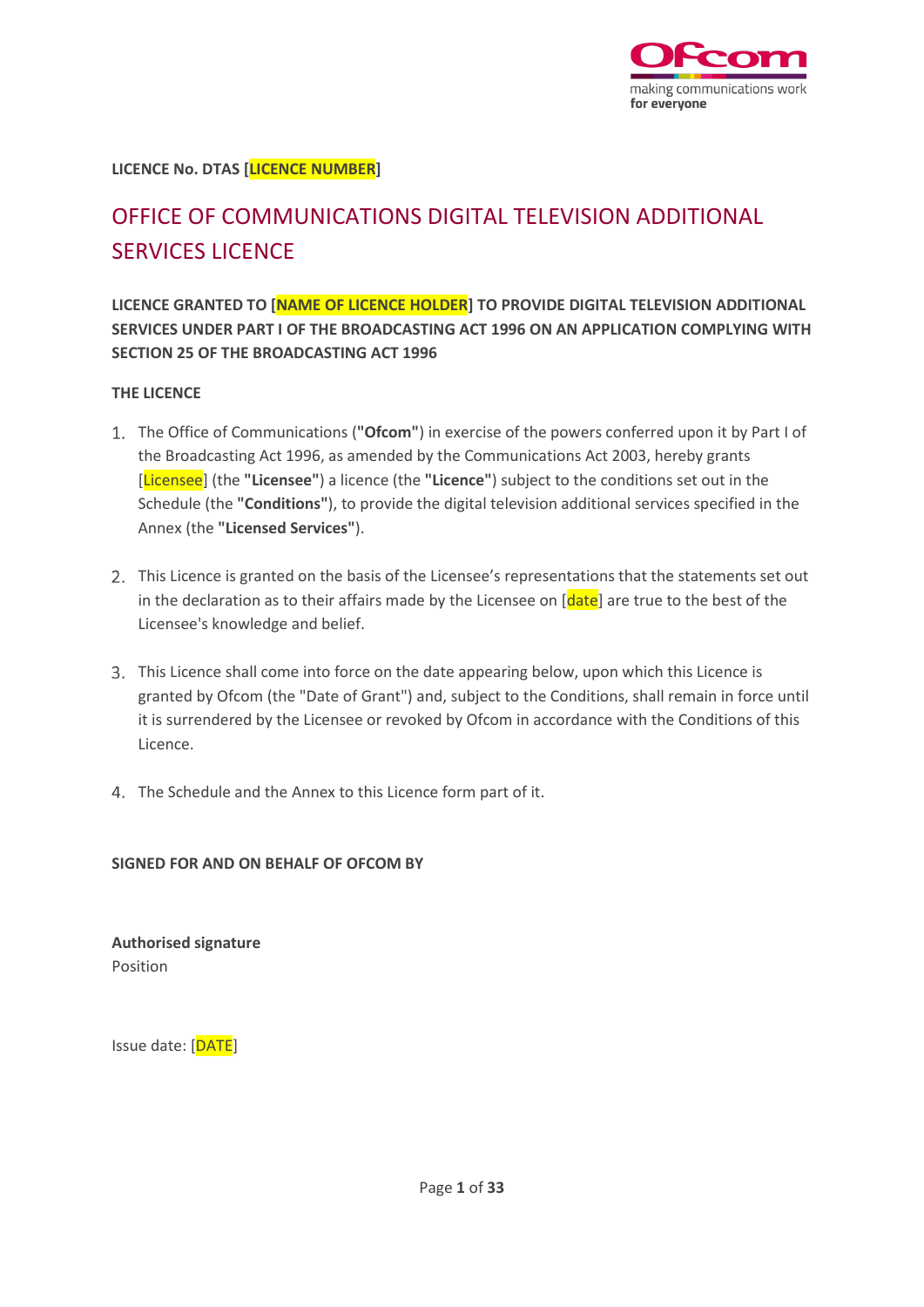LICENCE No. DTAS [LICENCE NUMBER]

# OFFICE OF COMMUNICATIONS DIGITAL TELEVISION ADDITIONAL SERVICES LICENCE

**LICENCE GRANTED TO [NAME OF LICENCE HOLDER] TO PROVIDE DIGITAL TELEVISION ADDITIONAL SERVICES UNDER PART I OF THE BROADCASTING ACT 1996 ON AN APPLICATION COMPLYING WITH SECTION 25 OF THE BROADCASTING ACT 1996**

**THE LICENCE**

1. The Office of Communications (**"Ofcom"**) in exercise of the powers conferred upon it by Part I of the Broadcasting Act 1996, as amended by the Communications Act 2003, hereby grants [Licensee] (the **"Licensee"**) a licence (the **"Licence"**) subject to the conditions set out in the Schedule (the **"Conditions"**), to provide the digital television additional services specified in the Annex (the **"Licensed Services"**).

2. This Licence is granted on the basis of the Licensee's representations that the statements set out in the declaration as to their affairs made by the Licensee on [date] are true to the best of the Licensee's knowledge and belief.

3. This Licence shall come into force on the date appearing below, upon which this Licence is granted by Ofcom (the "Date of Grant") and, subject to the Conditions, shall remain in force until it is surrendered by the Licensee or revoked by Ofcom in accordance with the Conditions of this Licence.

4. The Schedule and the Annex to this Licence form part of it.

**SIGNED FOR AND ON BEHALF OF OFCOM BY**

**Authorised signature**
Position

Issue date: [DATE]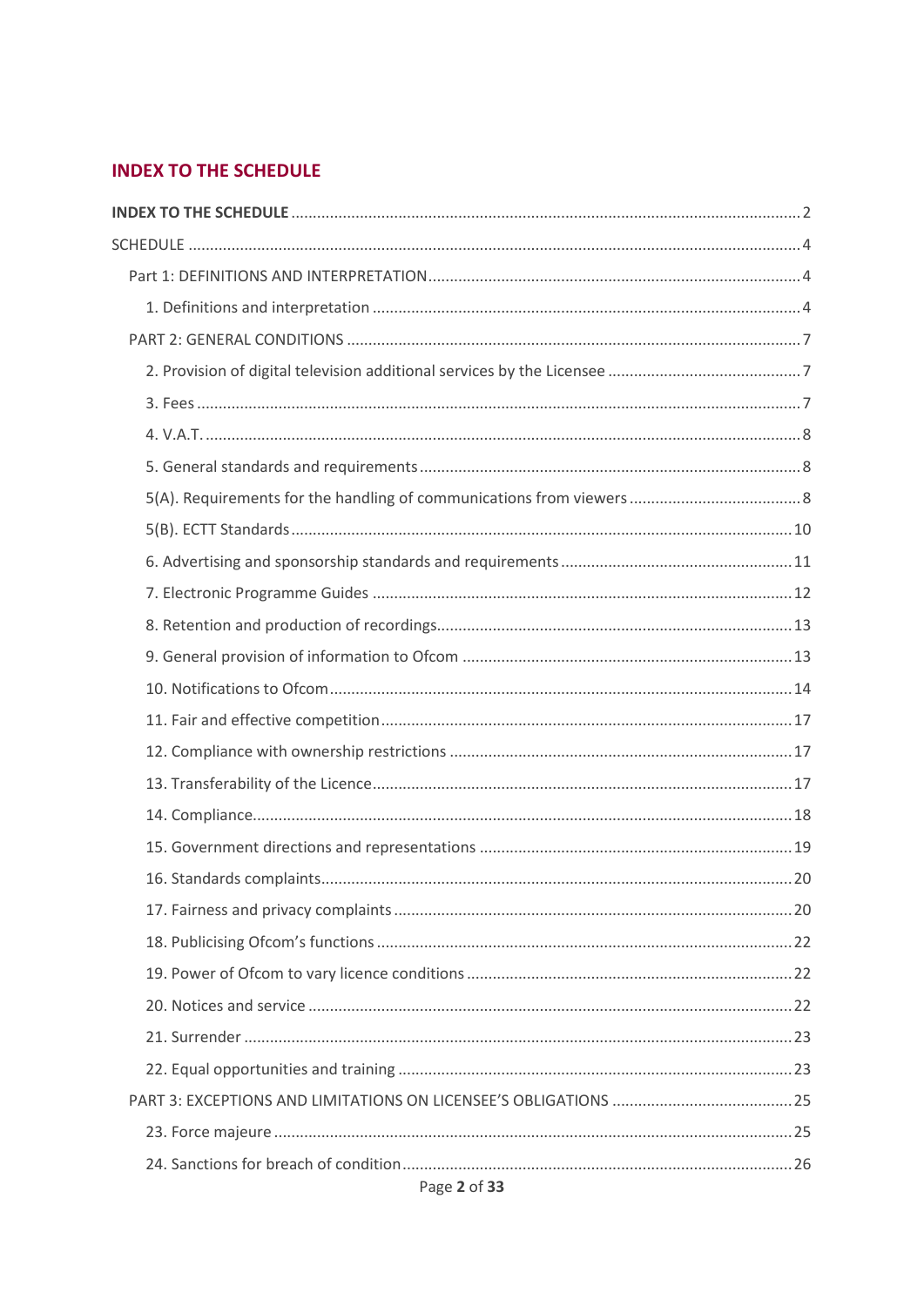## INDEX TO THE SCHEDULE

**INDEX TO THE SCHEDULE** ..... 2

SCHEDULE ..... 4

Part 1: DEFINITIONS AND INTERPRETATION ..... 4

1. Definitions and interpretation ..... 4

PART 2: GENERAL CONDITIONS ..... 7

2. Provision of digital television additional services by the Licensee ..... 7
3. Fees ..... 7
4. V.A.T. ..... 8
5. General standards and requirements ..... 8

5(A). Requirements for the handling of communications from viewers ..... 8

5(B). ECTT Standards ..... 10

6. Advertising and sponsorship standards and requirements ..... 11
7. Electronic Programme Guides ..... 12
8. Retention and production of recordings ..... 13
9. General provision of information to Ofcom ..... 13
10. Notifications to Ofcom ..... 14
11. Fair and effective competition ..... 17
12. Compliance with ownership restrictions ..... 17
13. Transferability of the Licence ..... 17
14. Compliance ..... 18
15. Government directions and representations ..... 19
16. Standards complaints ..... 20
17. Fairness and privacy complaints ..... 20
18. Publicising Ofcom's functions ..... 22
19. Power of Ofcom to vary licence conditions ..... 22
20. Notices and service ..... 22
21. Surrender ..... 23
22. Equal opportunities and training ..... 23

PART 3: EXCEPTIONS AND LIMITATIONS ON LICENSEE'S OBLIGATIONS ..... 25

23. Force majeure ..... 25
24. Sanctions for breach of condition ..... 26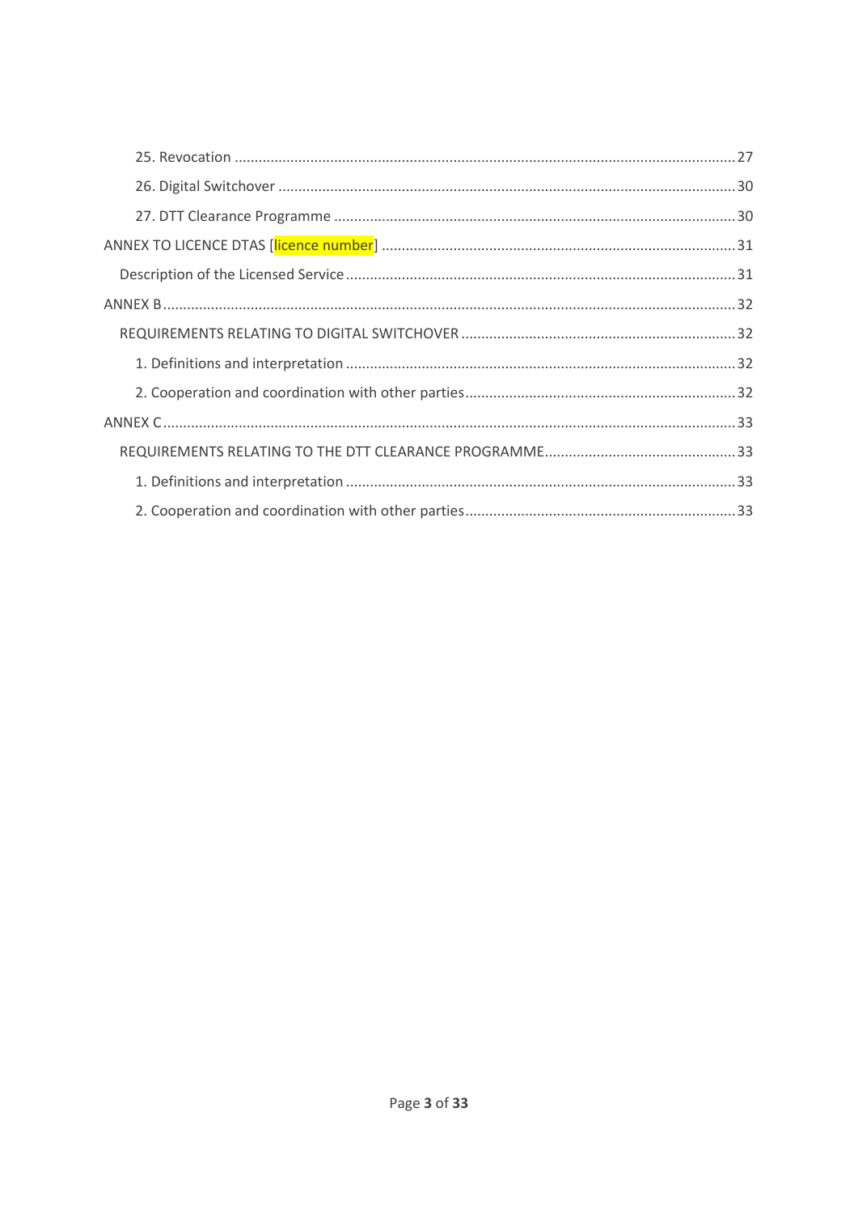25. Revocation ........................................................................................................................ 27

26. Digital Switchover ............................................................................................................... 30

27. DTT Clearance Programme .................................................................................................. 30

ANNEX TO LICENCE DTAS [licence number] ............................................................................... 31

Description of the Licensed Service ........................................................................................ 31

ANNEX B ...................................................................................................................................... 32

REQUIREMENTS RELATING TO DIGITAL SWITCHOVER ............................................................ 32

1. Definitions and interpretation ............................................................................................ 32

2. Cooperation and coordination with other parties ................................................................ 32

ANNEX C ...................................................................................................................................... 33

REQUIREMENTS RELATING TO THE DTT CLEARANCE PROGRAMME ......................................... 33

1. Definitions and interpretation ............................................................................................ 33

2. Cooperation and coordination with other parties ................................................................ 33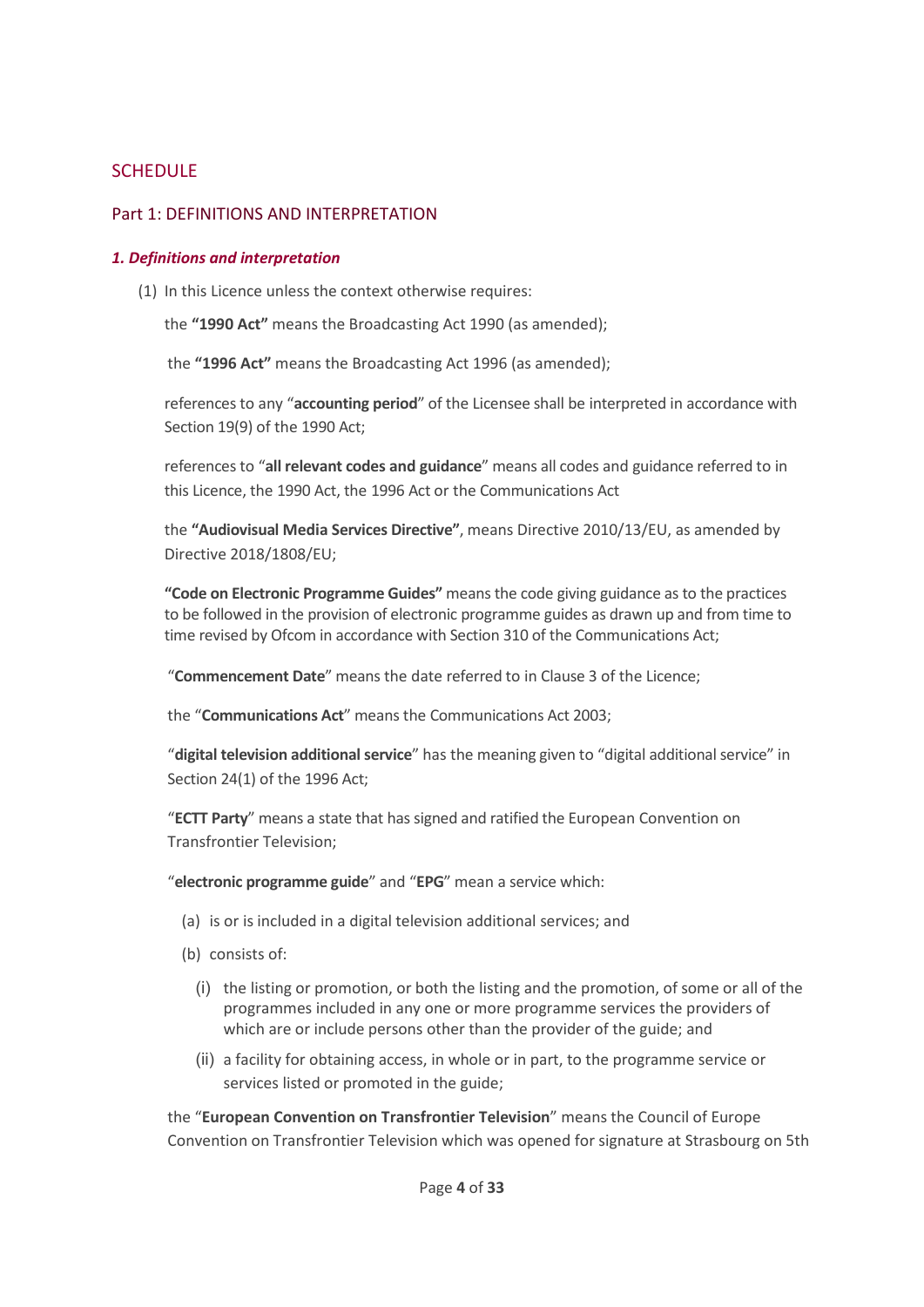## SCHEDULE

### Part 1: DEFINITIONS AND INTERPRETATION

#### *1. Definitions and interpretation*

(1) In this Licence unless the context otherwise requires:

the **"1990 Act"** means the Broadcasting Act 1990 (as amended);

the **"1996 Act"** means the Broadcasting Act 1996 (as amended);

references to any "**accounting period**" of the Licensee shall be interpreted in accordance with Section 19(9) of the 1990 Act;

references to "**all relevant codes and guidance**" means all codes and guidance referred to in this Licence, the 1990 Act, the 1996 Act or the Communications Act

the **"Audiovisual Media Services Directive"**, means Directive 2010/13/EU, as amended by Directive 2018/1808/EU;

**"Code on Electronic Programme Guides"** means the code giving guidance as to the practices to be followed in the provision of electronic programme guides as drawn up and from time to time revised by Ofcom in accordance with Section 310 of the Communications Act;

"**Commencement Date**" means the date referred to in Clause 3 of the Licence;

the "**Communications Act**" means the Communications Act 2003;

"**digital television additional service**" has the meaning given to "digital additional service" in Section 24(1) of the 1996 Act;

"**ECTT Party**" means a state that has signed and ratified the European Convention on Transfrontier Television;

"**electronic programme guide**" and "**EPG**" mean a service which:

(a) is or is included in a digital television additional services; and

(b) consists of:

  (i) the listing or promotion, or both the listing and the promotion, of some or all of the programmes included in any one or more programme services the providers of which are or include persons other than the provider of the guide; and

  (ii) a facility for obtaining access, in whole or in part, to the programme service or services listed or promoted in the guide;

the "**European Convention on Transfrontier Television**" means the Council of Europe Convention on Transfrontier Television which was opened for signature at Strasbourg on 5th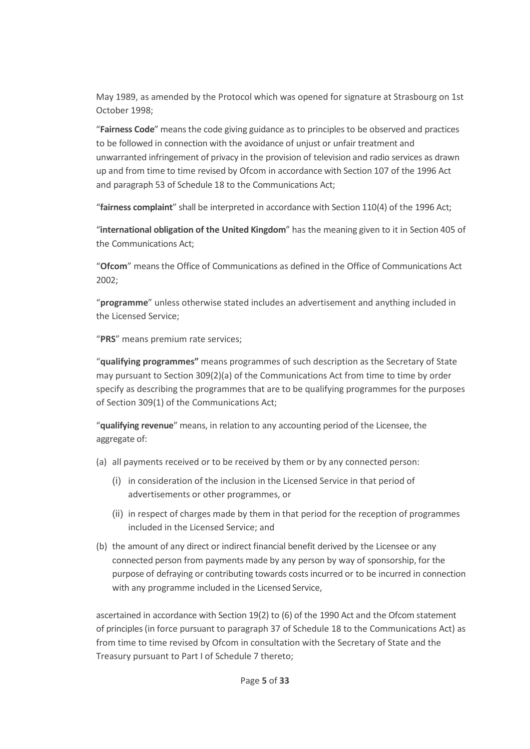May 1989, as amended by the Protocol which was opened for signature at Strasbourg on 1st October 1998;

"**Fairness Code**" means the code giving guidance as to principles to be observed and practices to be followed in connection with the avoidance of unjust or unfair treatment and unwarranted infringement of privacy in the provision of television and radio services as drawn up and from time to time revised by Ofcom in accordance with Section 107 of the 1996 Act and paragraph 53 of Schedule 18 to the Communications Act;

"**fairness complaint**" shall be interpreted in accordance with Section 110(4) of the 1996 Act;

"**international obligation of the United Kingdom**" has the meaning given to it in Section 405 of the Communications Act;

"**Ofcom**" means the Office of Communications as defined in the Office of Communications Act 2002;

"**programme**" unless otherwise stated includes an advertisement and anything included in the Licensed Service;

"**PRS**" means premium rate services;

"**qualifying programmes"** means programmes of such description as the Secretary of State may pursuant to Section 309(2)(a) of the Communications Act from time to time by order specify as describing the programmes that are to be qualifying programmes for the purposes of Section 309(1) of the Communications Act;

"**qualifying revenue**" means, in relation to any accounting period of the Licensee, the aggregate of:

(a) all payments received or to be received by them or by any connected person:

  (i) in consideration of the inclusion in the Licensed Service in that period of advertisements or other programmes, or

  (ii) in respect of charges made by them in that period for the reception of programmes included in the Licensed Service; and

(b) the amount of any direct or indirect financial benefit derived by the Licensee or any connected person from payments made by any person by way of sponsorship, for the purpose of defraying or contributing towards costs incurred or to be incurred in connection with any programme included in the Licensed Service,

ascertained in accordance with Section 19(2) to (6) of the 1990 Act and the Ofcom statement of principles (in force pursuant to paragraph 37 of Schedule 18 to the Communications Act) as from time to time revised by Ofcom in consultation with the Secretary of State and the Treasury pursuant to Part I of Schedule 7 thereto;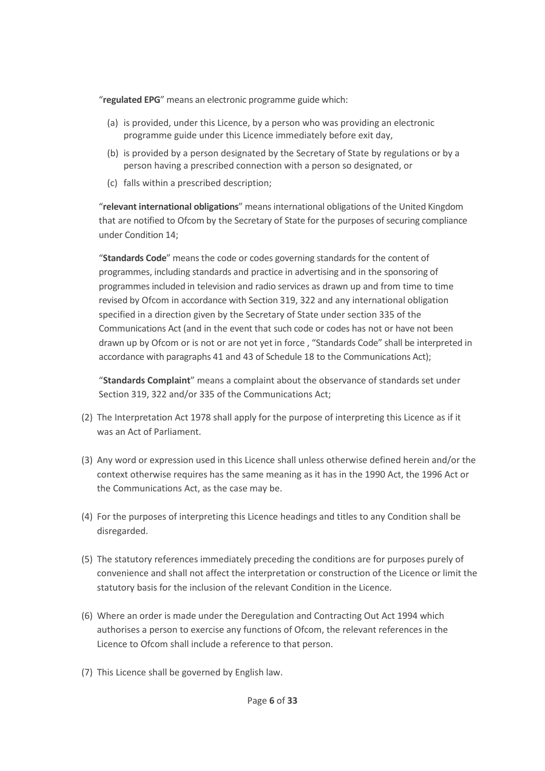"**regulated EPG**" means an electronic programme guide which:

(a) is provided, under this Licence, by a person who was providing an electronic programme guide under this Licence immediately before exit day,

(b) is provided by a person designated by the Secretary of State by regulations or by a person having a prescribed connection with a person so designated, or

(c) falls within a prescribed description;

"**relevant international obligations**" means international obligations of the United Kingdom that are notified to Ofcom by the Secretary of State for the purposes of securing compliance under Condition 14;

"**Standards Code**" means the code or codes governing standards for the content of programmes, including standards and practice in advertising and in the sponsoring of programmes included in television and radio services as drawn up and from time to time revised by Ofcom in accordance with Section 319, 322 and any international obligation specified in a direction given by the Secretary of State under section 335 of the Communications Act (and in the event that such code or codes has not or have not been drawn up by Ofcom or is not or are not yet in force , "Standards Code" shall be interpreted in accordance with paragraphs 41 and 43 of Schedule 18 to the Communications Act);

"**Standards Complaint**" means a complaint about the observance of standards set under Section 319, 322 and/or 335 of the Communications Act;

(2) The Interpretation Act 1978 shall apply for the purpose of interpreting this Licence as if it was an Act of Parliament.

(3) Any word or expression used in this Licence shall unless otherwise defined herein and/or the context otherwise requires has the same meaning as it has in the 1990 Act, the 1996 Act or the Communications Act, as the case may be.

(4) For the purposes of interpreting this Licence headings and titles to any Condition shall be disregarded.

(5) The statutory references immediately preceding the conditions are for purposes purely of convenience and shall not affect the interpretation or construction of the Licence or limit the statutory basis for the inclusion of the relevant Condition in the Licence.

(6) Where an order is made under the Deregulation and Contracting Out Act 1994 which authorises a person to exercise any functions of Ofcom, the relevant references in the Licence to Ofcom shall include a reference to that person.

(7) This Licence shall be governed by English law.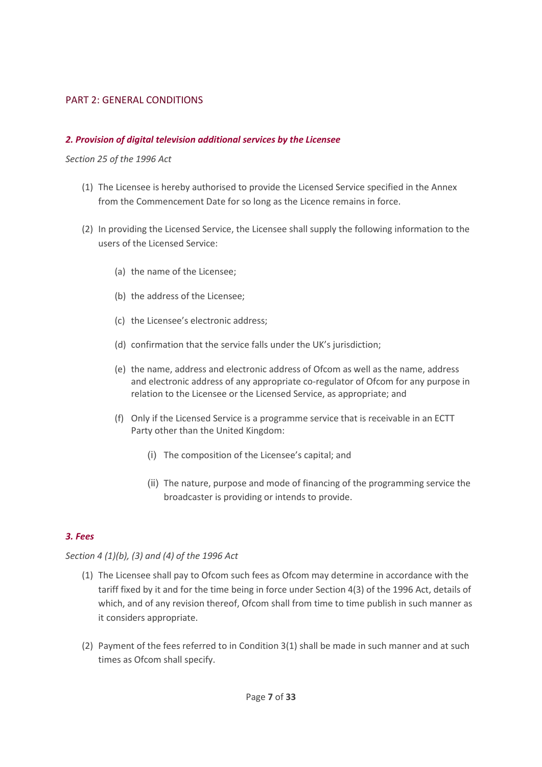## PART 2: GENERAL CONDITIONS

### *2. Provision of digital television additional services by the Licensee*

*Section 25 of the 1996 Act*

(1) The Licensee is hereby authorised to provide the Licensed Service specified in the Annex from the Commencement Date for so long as the Licence remains in force.

(2) In providing the Licensed Service, the Licensee shall supply the following information to the users of the Licensed Service:

  (a) the name of the Licensee;

  (b) the address of the Licensee;

  (c) the Licensee's electronic address;

  (d) confirmation that the service falls under the UK's jurisdiction;

  (e) the name, address and electronic address of Ofcom as well as the name, address and electronic address of any appropriate co-regulator of Ofcom for any purpose in relation to the Licensee or the Licensed Service, as appropriate; and

  (f) Only if the Licensed Service is a programme service that is receivable in an ECTT Party other than the United Kingdom:

    (i) The composition of the Licensee's capital; and

    (ii) The nature, purpose and mode of financing of the programming service the broadcaster is providing or intends to provide.

### *3. Fees*

*Section 4 (1)(b), (3) and (4) of the 1996 Act*

(1) The Licensee shall pay to Ofcom such fees as Ofcom may determine in accordance with the tariff fixed by it and for the time being in force under Section 4(3) of the 1996 Act, details of which, and of any revision thereof, Ofcom shall from time to time publish in such manner as it considers appropriate.

(2) Payment of the fees referred to in Condition 3(1) shall be made in such manner and at such times as Ofcom shall specify.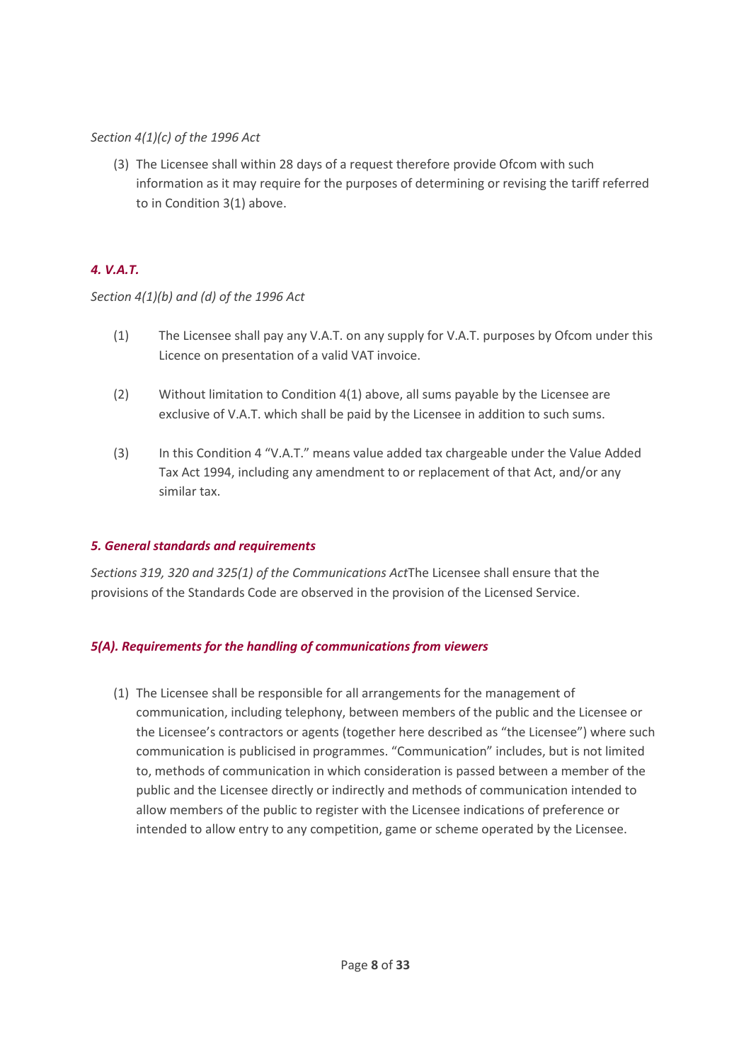*Section 4(1)(c) of the 1996 Act*

(3) The Licensee shall within 28 days of a request therefore provide Ofcom with such information as it may require for the purposes of determining or revising the tariff referred to in Condition 3(1) above.

### *4. V.A.T.*

*Section 4(1)(b) and (d) of the 1996 Act*

(1) The Licensee shall pay any V.A.T. on any supply for V.A.T. purposes by Ofcom under this Licence on presentation of a valid VAT invoice.

(2) Without limitation to Condition 4(1) above, all sums payable by the Licensee are exclusive of V.A.T. which shall be paid by the Licensee in addition to such sums.

(3) In this Condition 4 "V.A.T." means value added tax chargeable under the Value Added Tax Act 1994, including any amendment to or replacement of that Act, and/or any similar tax.

### *5. General standards and requirements*

*Sections 319, 320 and 325(1) of the Communications Act*The Licensee shall ensure that the provisions of the Standards Code are observed in the provision of the Licensed Service.

### *5(A). Requirements for the handling of communications from viewers*

(1) The Licensee shall be responsible for all arrangements for the management of communication, including telephony, between members of the public and the Licensee or the Licensee's contractors or agents (together here described as "the Licensee") where such communication is publicised in programmes. "Communication" includes, but is not limited to, methods of communication in which consideration is passed between a member of the public and the Licensee directly or indirectly and methods of communication intended to allow members of the public to register with the Licensee indications of preference or intended to allow entry to any competition, game or scheme operated by the Licensee.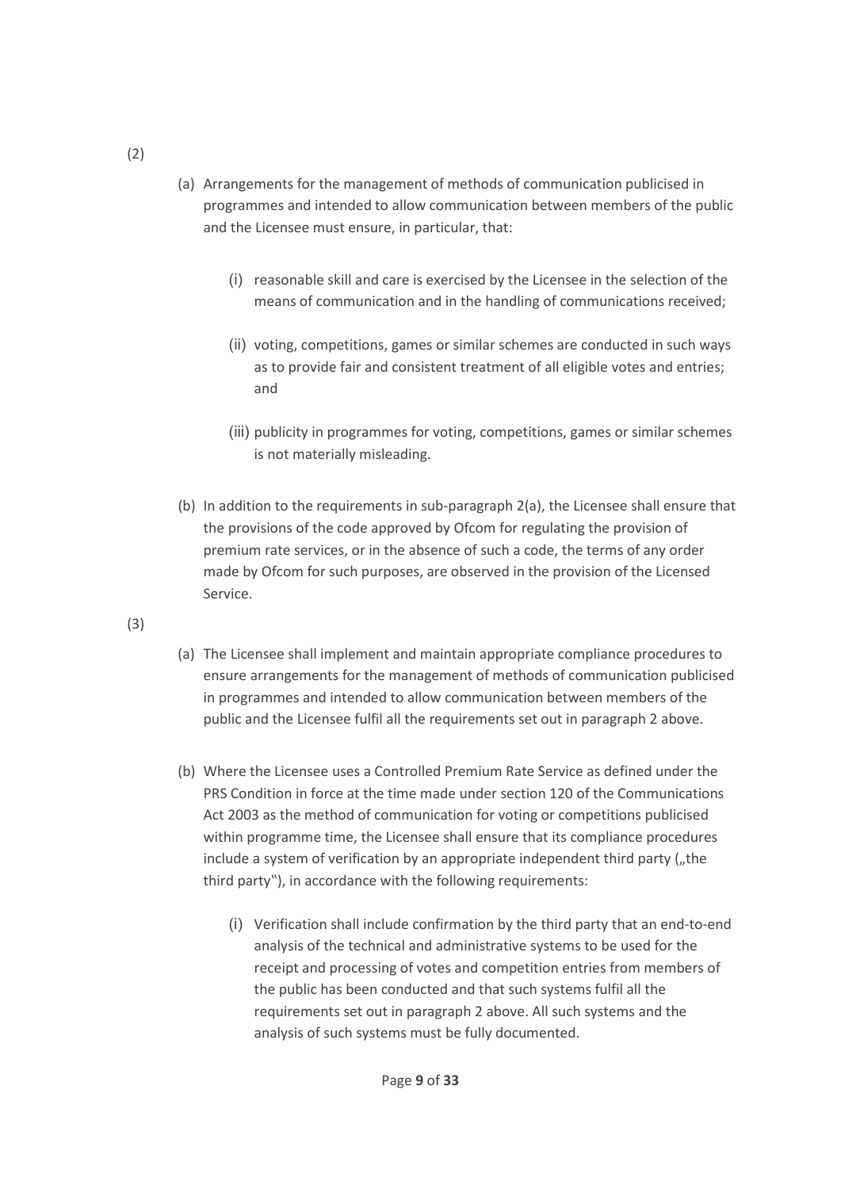(2)

(a) Arrangements for the management of methods of communication publicised in programmes and intended to allow communication between members of the public and the Licensee must ensure, in particular, that:

(i) reasonable skill and care is exercised by the Licensee in the selection of the means of communication and in the handling of communications received;

(ii) voting, competitions, games or similar schemes are conducted in such ways as to provide fair and consistent treatment of all eligible votes and entries; and

(iii) publicity in programmes for voting, competitions, games or similar schemes is not materially misleading.

(b) In addition to the requirements in sub-paragraph 2(a), the Licensee shall ensure that the provisions of the code approved by Ofcom for regulating the provision of premium rate services, or in the absence of such a code, the terms of any order made by Ofcom for such purposes, are observed in the provision of the Licensed Service.

(3)

(a) The Licensee shall implement and maintain appropriate compliance procedures to ensure arrangements for the management of methods of communication publicised in programmes and intended to allow communication between members of the public and the Licensee fulfil all the requirements set out in paragraph 2 above.

(b) Where the Licensee uses a Controlled Premium Rate Service as defined under the PRS Condition in force at the time made under section 120 of the Communications Act 2003 as the method of communication for voting or competitions publicised within programme time, the Licensee shall ensure that its compliance procedures include a system of verification by an appropriate independent third party („the third party"), in accordance with the following requirements:

(i) Verification shall include confirmation by the third party that an end-to-end analysis of the technical and administrative systems to be used for the receipt and processing of votes and competition entries from members of the public has been conducted and that such systems fulfil all the requirements set out in paragraph 2 above. All such systems and the analysis of such systems must be fully documented.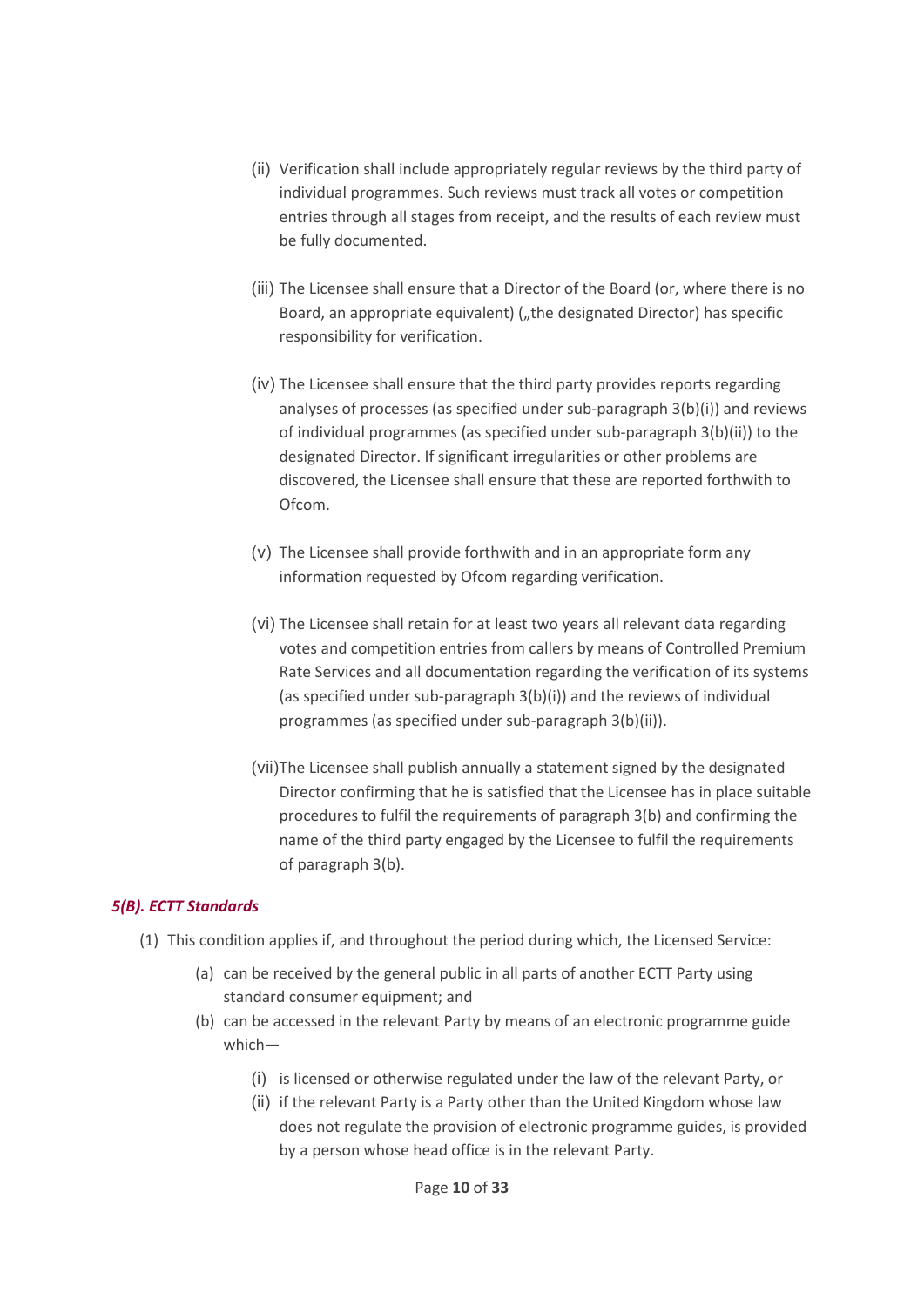(ii) Verification shall include appropriately regular reviews by the third party of individual programmes. Such reviews must track all votes or competition entries through all stages from receipt, and the results of each review must be fully documented.

(iii) The Licensee shall ensure that a Director of the Board (or, where there is no Board, an appropriate equivalent) („the designated Director) has specific responsibility for verification.

(iv) The Licensee shall ensure that the third party provides reports regarding analyses of processes (as specified under sub-paragraph 3(b)(i)) and reviews of individual programmes (as specified under sub-paragraph 3(b)(ii)) to the designated Director. If significant irregularities or other problems are discovered, the Licensee shall ensure that these are reported forthwith to Ofcom.

(v) The Licensee shall provide forthwith and in an appropriate form any information requested by Ofcom regarding verification.

(vi) The Licensee shall retain for at least two years all relevant data regarding votes and competition entries from callers by means of Controlled Premium Rate Services and all documentation regarding the verification of its systems (as specified under sub-paragraph 3(b)(i)) and the reviews of individual programmes (as specified under sub-paragraph 3(b)(ii)).

(vii)The Licensee shall publish annually a statement signed by the designated Director confirming that he is satisfied that the Licensee has in place suitable procedures to fulfil the requirements of paragraph 3(b) and confirming the name of the third party engaged by the Licensee to fulfil the requirements of paragraph 3(b).

### *5(B). ECTT Standards*

(1) This condition applies if, and throughout the period during which, the Licensed Service:

(a) can be received by the general public in all parts of another ECTT Party using standard consumer equipment; and

(b) can be accessed in the relevant Party by means of an electronic programme guide which—

(i) is licensed or otherwise regulated under the law of the relevant Party, or

(ii) if the relevant Party is a Party other than the United Kingdom whose law does not regulate the provision of electronic programme guides, is provided by a person whose head office is in the relevant Party.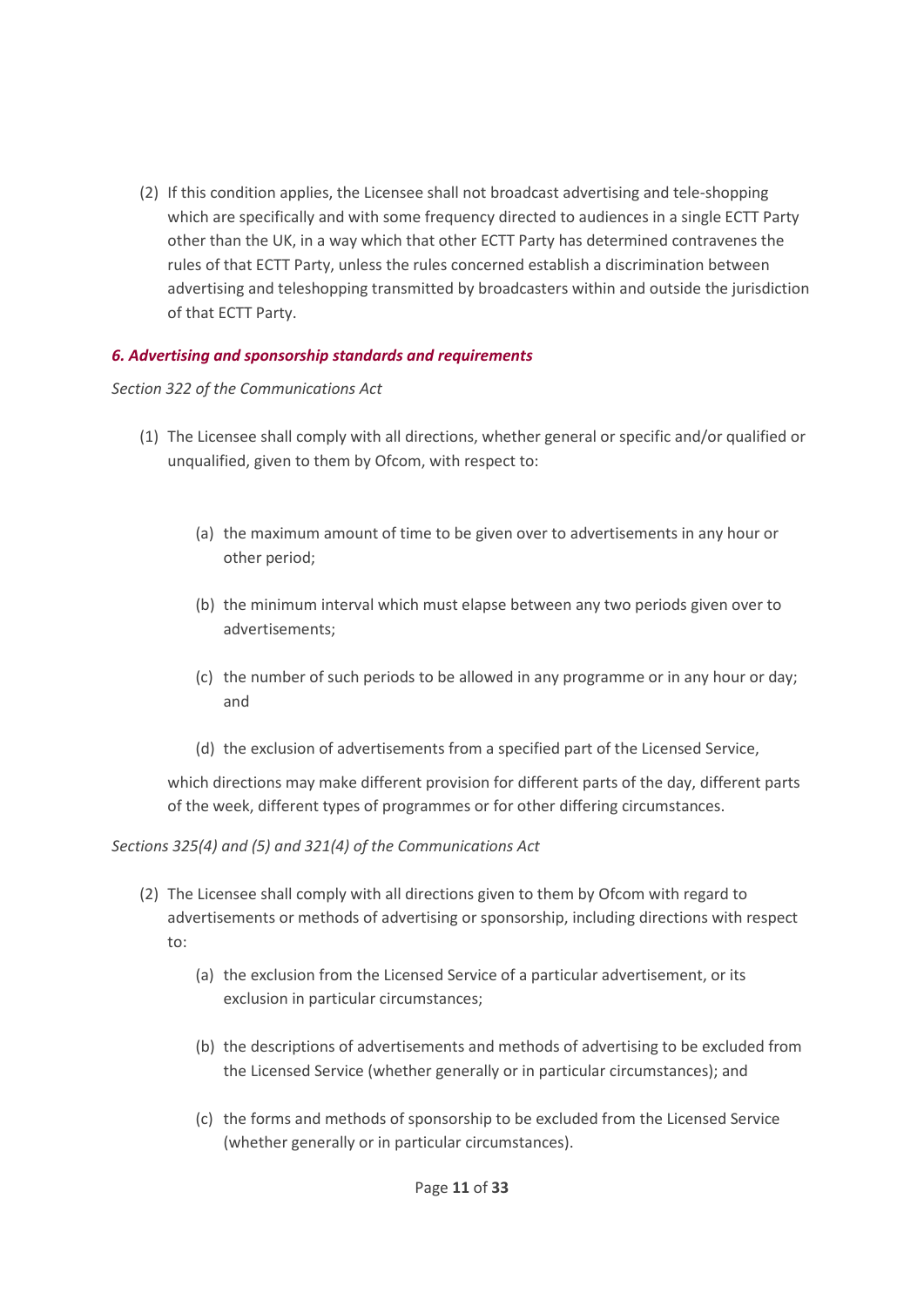(2) If this condition applies, the Licensee shall not broadcast advertising and tele-shopping which are specifically and with some frequency directed to audiences in a single ECTT Party other than the UK, in a way which that other ECTT Party has determined contravenes the rules of that ECTT Party, unless the rules concerned establish a discrimination between advertising and teleshopping transmitted by broadcasters within and outside the jurisdiction of that ECTT Party.

### *6. Advertising and sponsorship standards and requirements*

*Section 322 of the Communications Act*

(1) The Licensee shall comply with all directions, whether general or specific and/or qualified or unqualified, given to them by Ofcom, with respect to:

  (a) the maximum amount of time to be given over to advertisements in any hour or other period;

  (b) the minimum interval which must elapse between any two periods given over to advertisements;

  (c) the number of such periods to be allowed in any programme or in any hour or day; and

  (d) the exclusion of advertisements from a specified part of the Licensed Service,

  which directions may make different provision for different parts of the day, different parts of the week, different types of programmes or for other differing circumstances.

*Sections 325(4) and (5) and 321(4) of the Communications Act*

(2) The Licensee shall comply with all directions given to them by Ofcom with regard to advertisements or methods of advertising or sponsorship, including directions with respect to:

  (a) the exclusion from the Licensed Service of a particular advertisement, or its exclusion in particular circumstances;

  (b) the descriptions of advertisements and methods of advertising to be excluded from the Licensed Service (whether generally or in particular circumstances); and

  (c) the forms and methods of sponsorship to be excluded from the Licensed Service (whether generally or in particular circumstances).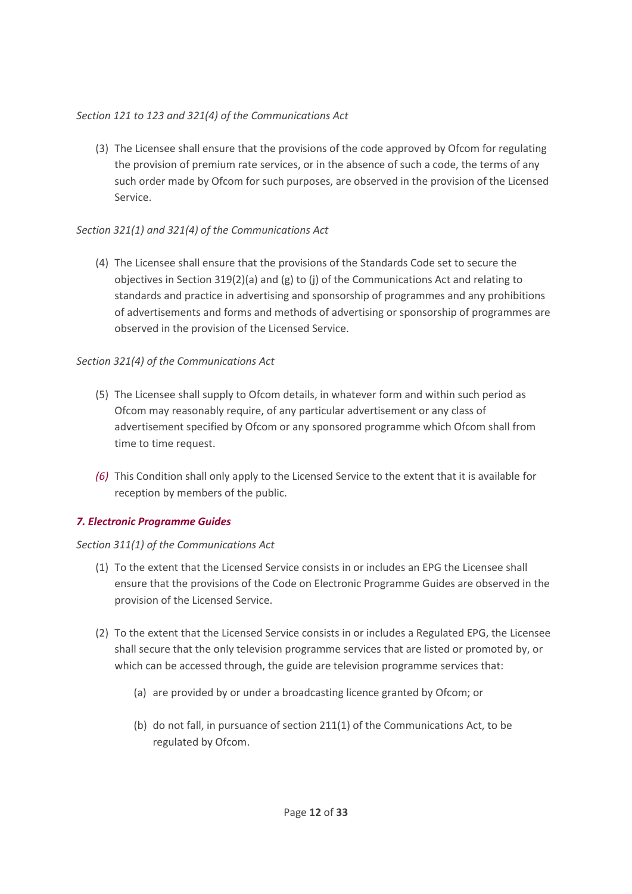*Section 121 to 123 and 321(4) of the Communications Act*

(3) The Licensee shall ensure that the provisions of the code approved by Ofcom for regulating the provision of premium rate services, or in the absence of such a code, the terms of any such order made by Ofcom for such purposes, are observed in the provision of the Licensed Service.

*Section 321(1) and 321(4) of the Communications Act*

(4) The Licensee shall ensure that the provisions of the Standards Code set to secure the objectives in Section 319(2)(a) and (g) to (j) of the Communications Act and relating to standards and practice in advertising and sponsorship of programmes and any prohibitions of advertisements and forms and methods of advertising or sponsorship of programmes are observed in the provision of the Licensed Service.

*Section 321(4) of the Communications Act*

(5) The Licensee shall supply to Ofcom details, in whatever form and within such period as Ofcom may reasonably require, of any particular advertisement or any class of advertisement specified by Ofcom or any sponsored programme which Ofcom shall from time to time request.

*(6)* This Condition shall only apply to the Licensed Service to the extent that it is available for reception by members of the public.

### *7. Electronic Programme Guides*

*Section 311(1) of the Communications Act*

(1) To the extent that the Licensed Service consists in or includes an EPG the Licensee shall ensure that the provisions of the Code on Electronic Programme Guides are observed in the provision of the Licensed Service.

(2) To the extent that the Licensed Service consists in or includes a Regulated EPG, the Licensee shall secure that the only television programme services that are listed or promoted by, or which can be accessed through, the guide are television programme services that:

  (a) are provided by or under a broadcasting licence granted by Ofcom; or

  (b) do not fall, in pursuance of section 211(1) of the Communications Act, to be regulated by Ofcom.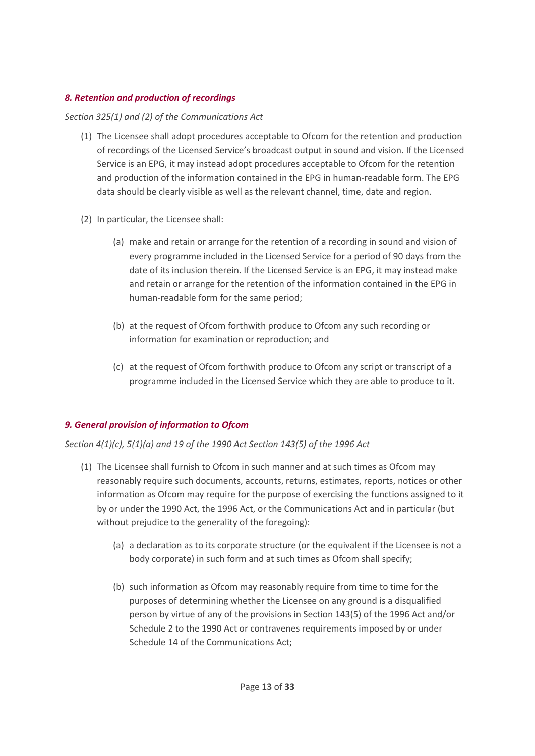### *8. Retention and production of recordings*

*Section 325(1) and (2) of the Communications Act*

(1) The Licensee shall adopt procedures acceptable to Ofcom for the retention and production of recordings of the Licensed Service's broadcast output in sound and vision. If the Licensed Service is an EPG, it may instead adopt procedures acceptable to Ofcom for the retention and production of the information contained in the EPG in human-readable form. The EPG data should be clearly visible as well as the relevant channel, time, date and region.

(2) In particular, the Licensee shall:

   (a) make and retain or arrange for the retention of a recording in sound and vision of every programme included in the Licensed Service for a period of 90 days from the date of its inclusion therein. If the Licensed Service is an EPG, it may instead make and retain or arrange for the retention of the information contained in the EPG in human-readable form for the same period;

   (b) at the request of Ofcom forthwith produce to Ofcom any such recording or information for examination or reproduction; and

   (c) at the request of Ofcom forthwith produce to Ofcom any script or transcript of a programme included in the Licensed Service which they are able to produce to it.

### *9. General provision of information to Ofcom*

*Section 4(1)(c), 5(1)(a) and 19 of the 1990 Act Section 143(5) of the 1996 Act*

(1) The Licensee shall furnish to Ofcom in such manner and at such times as Ofcom may reasonably require such documents, accounts, returns, estimates, reports, notices or other information as Ofcom may require for the purpose of exercising the functions assigned to it by or under the 1990 Act, the 1996 Act, or the Communications Act and in particular (but without prejudice to the generality of the foregoing):

   (a) a declaration as to its corporate structure (or the equivalent if the Licensee is not a body corporate) in such form and at such times as Ofcom shall specify;

   (b) such information as Ofcom may reasonably require from time to time for the purposes of determining whether the Licensee on any ground is a disqualified person by virtue of any of the provisions in Section 143(5) of the 1996 Act and/or Schedule 2 to the 1990 Act or contravenes requirements imposed by or under Schedule 14 of the Communications Act;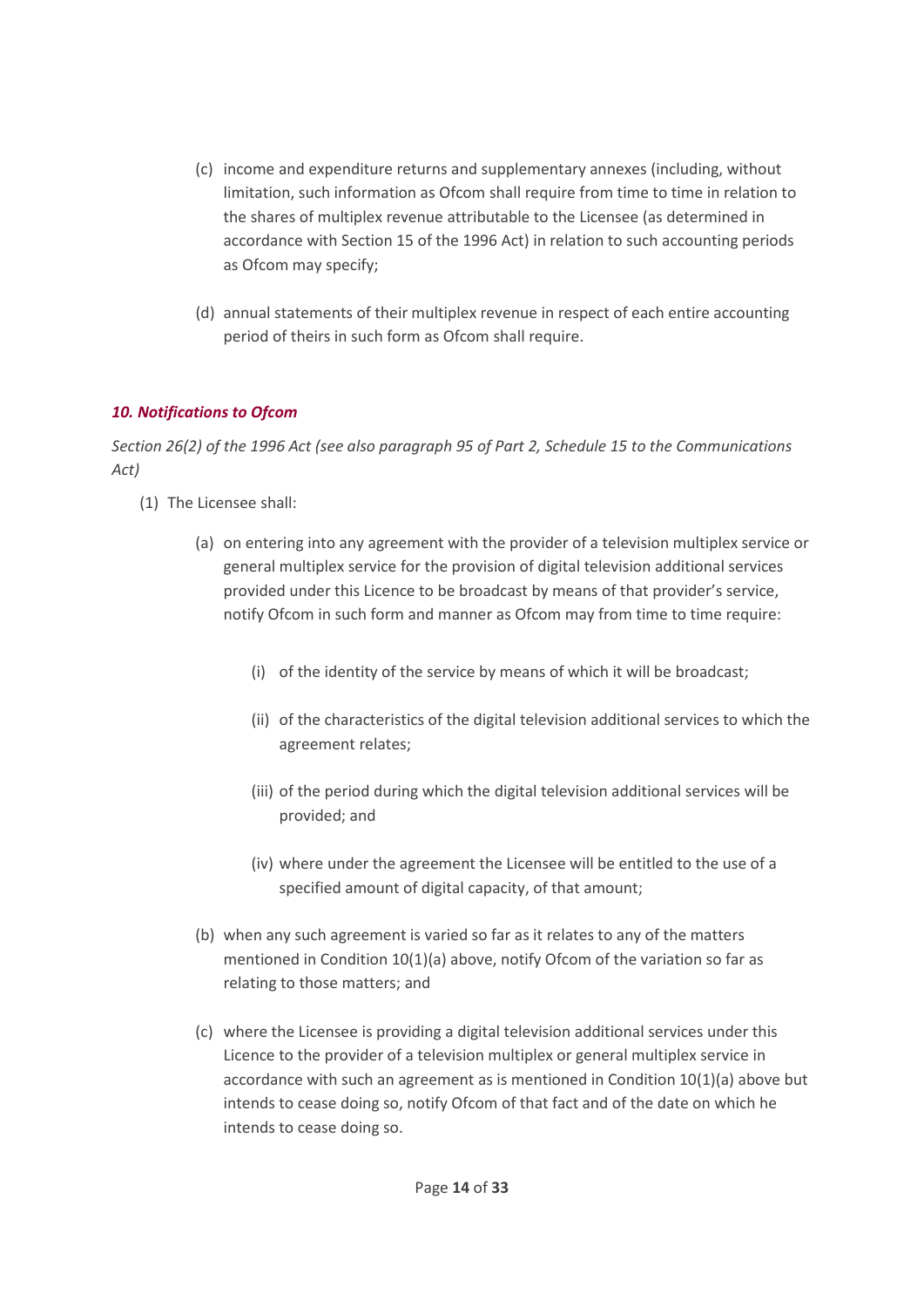(c) income and expenditure returns and supplementary annexes (including, without limitation, such information as Ofcom shall require from time to time in relation to the shares of multiplex revenue attributable to the Licensee (as determined in accordance with Section 15 of the 1996 Act) in relation to such accounting periods as Ofcom may specify;

(d) annual statements of their multiplex revenue in respect of each entire accounting period of theirs in such form as Ofcom shall require.

### *10. Notifications to Ofcom*

*Section 26(2) of the 1996 Act (see also paragraph 95 of Part 2, Schedule 15 to the Communications Act)*

(1) The Licensee shall:

(a) on entering into any agreement with the provider of a television multiplex service or general multiplex service for the provision of digital television additional services provided under this Licence to be broadcast by means of that provider's service, notify Ofcom in such form and manner as Ofcom may from time to time require:

(i) of the identity of the service by means of which it will be broadcast;

(ii) of the characteristics of the digital television additional services to which the agreement relates;

(iii) of the period during which the digital television additional services will be provided; and

(iv) where under the agreement the Licensee will be entitled to the use of a specified amount of digital capacity, of that amount;

(b) when any such agreement is varied so far as it relates to any of the matters mentioned in Condition 10(1)(a) above, notify Ofcom of the variation so far as relating to those matters; and

(c) where the Licensee is providing a digital television additional services under this Licence to the provider of a television multiplex or general multiplex service in accordance with such an agreement as is mentioned in Condition 10(1)(a) above but intends to cease doing so, notify Ofcom of that fact and of the date on which he intends to cease doing so.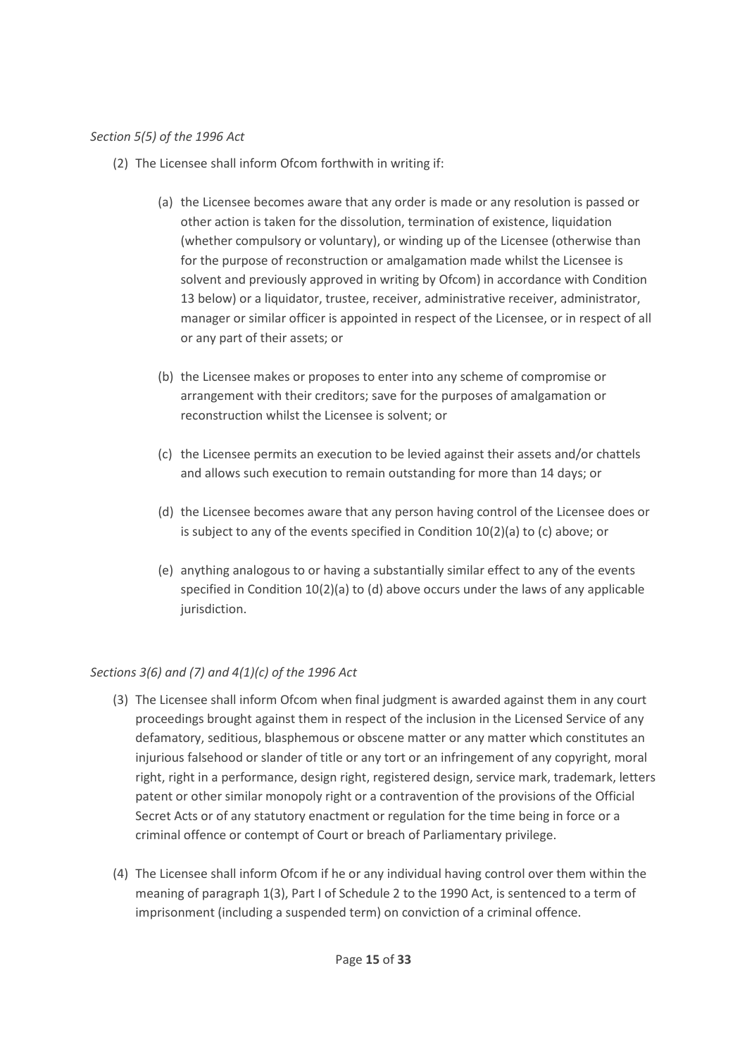*Section 5(5) of the 1996 Act*

(2) The Licensee shall inform Ofcom forthwith in writing if:

   (a) the Licensee becomes aware that any order is made or any resolution is passed or other action is taken for the dissolution, termination of existence, liquidation (whether compulsory or voluntary), or winding up of the Licensee (otherwise than for the purpose of reconstruction or amalgamation made whilst the Licensee is solvent and previously approved in writing by Ofcom) in accordance with Condition 13 below) or a liquidator, trustee, receiver, administrative receiver, administrator, manager or similar officer is appointed in respect of the Licensee, or in respect of all or any part of their assets; or

   (b) the Licensee makes or proposes to enter into any scheme of compromise or arrangement with their creditors; save for the purposes of amalgamation or reconstruction whilst the Licensee is solvent; or

   (c) the Licensee permits an execution to be levied against their assets and/or chattels and allows such execution to remain outstanding for more than 14 days; or

   (d) the Licensee becomes aware that any person having control of the Licensee does or is subject to any of the events specified in Condition 10(2)(a) to (c) above; or

   (e) anything analogous to or having a substantially similar effect to any of the events specified in Condition 10(2)(a) to (d) above occurs under the laws of any applicable jurisdiction.

*Sections 3(6) and (7) and 4(1)(c) of the 1996 Act*

(3) The Licensee shall inform Ofcom when final judgment is awarded against them in any court proceedings brought against them in respect of the inclusion in the Licensed Service of any defamatory, seditious, blasphemous or obscene matter or any matter which constitutes an injurious falsehood or slander of title or any tort or an infringement of any copyright, moral right, right in a performance, design right, registered design, service mark, trademark, letters patent or other similar monopoly right or a contravention of the provisions of the Official Secret Acts or of any statutory enactment or regulation for the time being in force or a criminal offence or contempt of Court or breach of Parliamentary privilege.

(4) The Licensee shall inform Ofcom if he or any individual having control over them within the meaning of paragraph 1(3), Part I of Schedule 2 to the 1990 Act, is sentenced to a term of imprisonment (including a suspended term) on conviction of a criminal offence.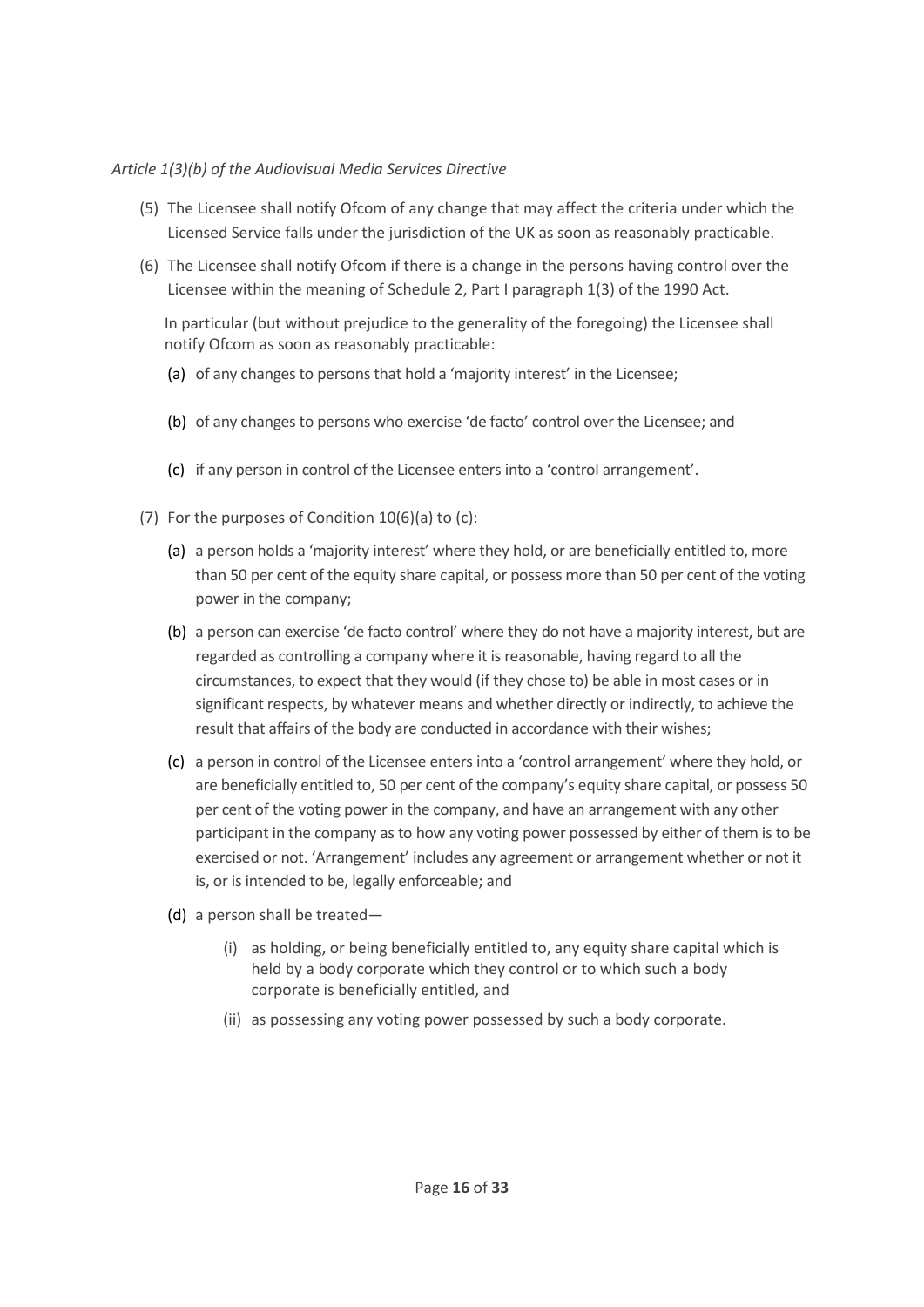*Article 1(3)(b) of the Audiovisual Media Services Directive*

(5) The Licensee shall notify Ofcom of any change that may affect the criteria under which the Licensed Service falls under the jurisdiction of the UK as soon as reasonably practicable.

(6) The Licensee shall notify Ofcom if there is a change in the persons having control over the Licensee within the meaning of Schedule 2, Part I paragraph 1(3) of the 1990 Act.

In particular (but without prejudice to the generality of the foregoing) the Licensee shall notify Ofcom as soon as reasonably practicable:

(a) of any changes to persons that hold a 'majority interest' in the Licensee;

(b) of any changes to persons who exercise 'de facto' control over the Licensee; and

(c) if any person in control of the Licensee enters into a 'control arrangement'.

(7) For the purposes of Condition 10(6)(a) to (c):

(a) a person holds a 'majority interest' where they hold, or are beneficially entitled to, more than 50 per cent of the equity share capital, or possess more than 50 per cent of the voting power in the company;

(b) a person can exercise 'de facto control' where they do not have a majority interest, but are regarded as controlling a company where it is reasonable, having regard to all the circumstances, to expect that they would (if they chose to) be able in most cases or in significant respects, by whatever means and whether directly or indirectly, to achieve the result that affairs of the body are conducted in accordance with their wishes;

(c) a person in control of the Licensee enters into a 'control arrangement' where they hold, or are beneficially entitled to, 50 per cent of the company's equity share capital, or possess 50 per cent of the voting power in the company, and have an arrangement with any other participant in the company as to how any voting power possessed by either of them is to be exercised or not. 'Arrangement' includes any agreement or arrangement whether or not it is, or is intended to be, legally enforceable; and

(d) a person shall be treated—

(i) as holding, or being beneficially entitled to, any equity share capital which is held by a body corporate which they control or to which such a body corporate is beneficially entitled, and

(ii) as possessing any voting power possessed by such a body corporate.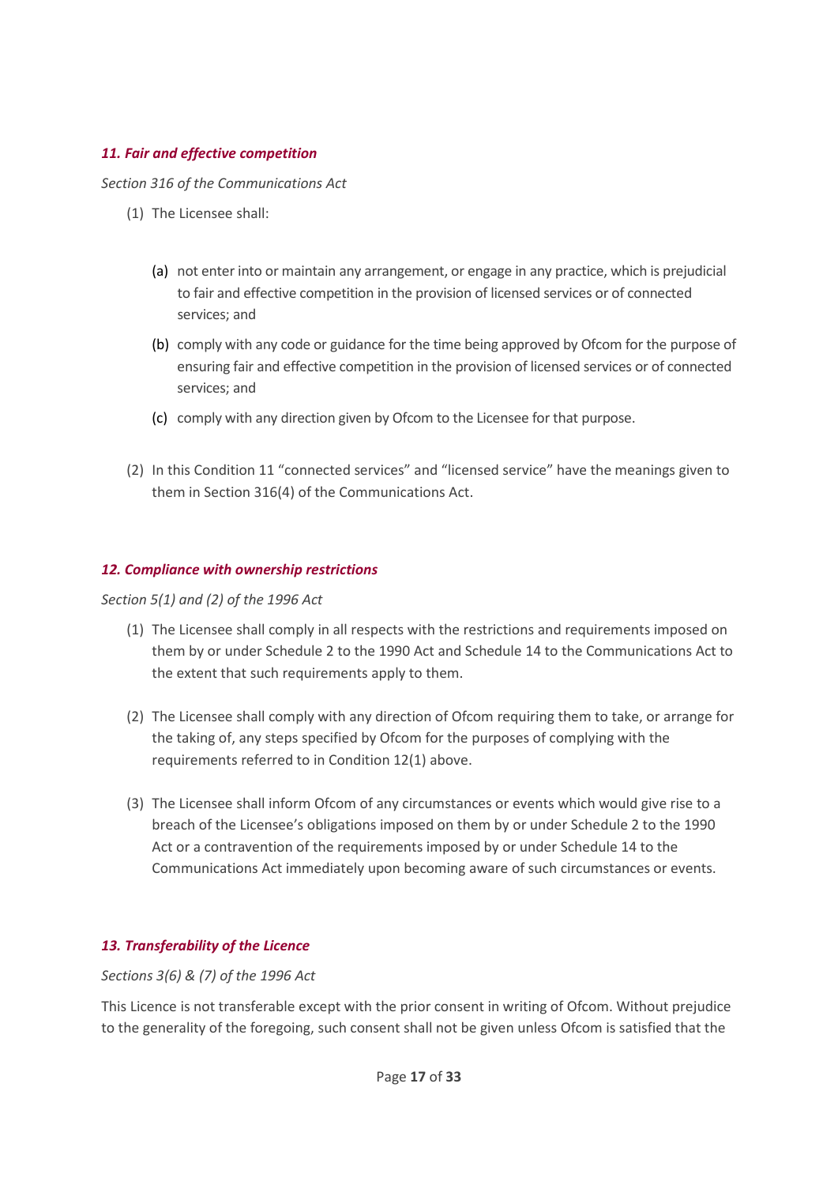### *11. Fair and effective competition*

*Section 316 of the Communications Act*

(1) The Licensee shall:

   (a) not enter into or maintain any arrangement, or engage in any practice, which is prejudicial to fair and effective competition in the provision of licensed services or of connected services; and

   (b) comply with any code or guidance for the time being approved by Ofcom for the purpose of ensuring fair and effective competition in the provision of licensed services or of connected services; and

   (c) comply with any direction given by Ofcom to the Licensee for that purpose.

(2) In this Condition 11 "connected services" and "licensed service" have the meanings given to them in Section 316(4) of the Communications Act.

### *12. Compliance with ownership restrictions*

*Section 5(1) and (2) of the 1996 Act*

(1) The Licensee shall comply in all respects with the restrictions and requirements imposed on them by or under Schedule 2 to the 1990 Act and Schedule 14 to the Communications Act to the extent that such requirements apply to them.

(2) The Licensee shall comply with any direction of Ofcom requiring them to take, or arrange for the taking of, any steps specified by Ofcom for the purposes of complying with the requirements referred to in Condition 12(1) above.

(3) The Licensee shall inform Ofcom of any circumstances or events which would give rise to a breach of the Licensee's obligations imposed on them by or under Schedule 2 to the 1990 Act or a contravention of the requirements imposed by or under Schedule 14 to the Communications Act immediately upon becoming aware of such circumstances or events.

### *13. Transferability of the Licence*

*Sections 3(6) & (7) of the 1996 Act*

This Licence is not transferable except with the prior consent in writing of Ofcom. Without prejudice to the generality of the foregoing, such consent shall not be given unless Ofcom is satisfied that the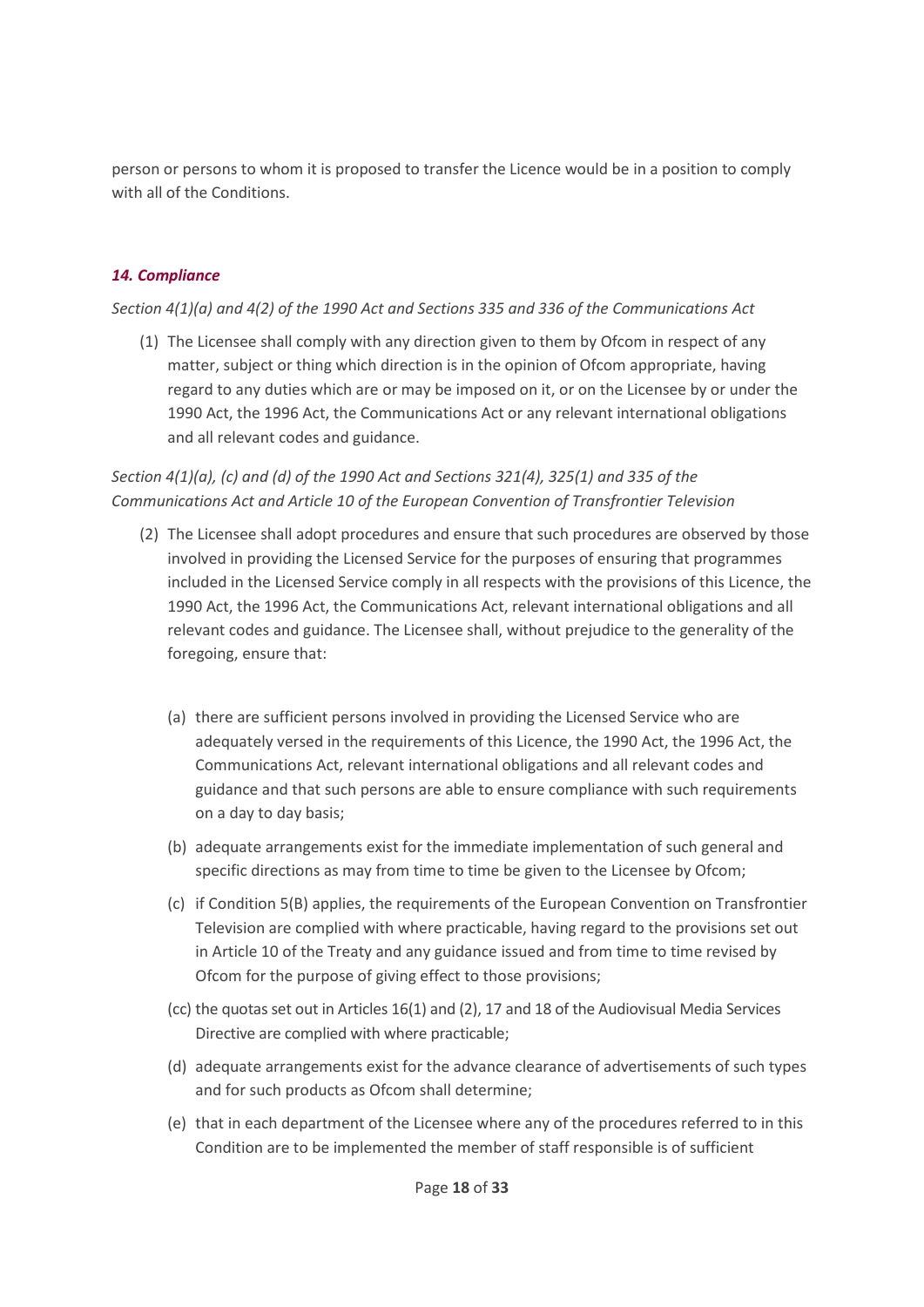person or persons to whom it is proposed to transfer the Licence would be in a position to comply with all of the Conditions.

### *14. Compliance*

*Section 4(1)(a) and 4(2) of the 1990 Act and Sections 335 and 336 of the Communications Act*

(1) The Licensee shall comply with any direction given to them by Ofcom in respect of any matter, subject or thing which direction is in the opinion of Ofcom appropriate, having regard to any duties which are or may be imposed on it, or on the Licensee by or under the 1990 Act, the 1996 Act, the Communications Act or any relevant international obligations and all relevant codes and guidance.

*Section 4(1)(a), (c) and (d) of the 1990 Act and Sections 321(4), 325(1) and 335 of the Communications Act and Article 10 of the European Convention of Transfrontier Television*

(2) The Licensee shall adopt procedures and ensure that such procedures are observed by those involved in providing the Licensed Service for the purposes of ensuring that programmes included in the Licensed Service comply in all respects with the provisions of this Licence, the 1990 Act, the 1996 Act, the Communications Act, relevant international obligations and all relevant codes and guidance. The Licensee shall, without prejudice to the generality of the foregoing, ensure that:

(a) there are sufficient persons involved in providing the Licensed Service who are adequately versed in the requirements of this Licence, the 1990 Act, the 1996 Act, the Communications Act, relevant international obligations and all relevant codes and guidance and that such persons are able to ensure compliance with such requirements on a day to day basis;

(b) adequate arrangements exist for the immediate implementation of such general and specific directions as may from time to time be given to the Licensee by Ofcom;

(c) if Condition 5(B) applies, the requirements of the European Convention on Transfrontier Television are complied with where practicable, having regard to the provisions set out in Article 10 of the Treaty and any guidance issued and from time to time revised by Ofcom for the purpose of giving effect to those provisions;

(cc) the quotas set out in Articles 16(1) and (2), 17 and 18 of the Audiovisual Media Services Directive are complied with where practicable;

(d) adequate arrangements exist for the advance clearance of advertisements of such types and for such products as Ofcom shall determine;

(e) that in each department of the Licensee where any of the procedures referred to in this Condition are to be implemented the member of staff responsible is of sufficient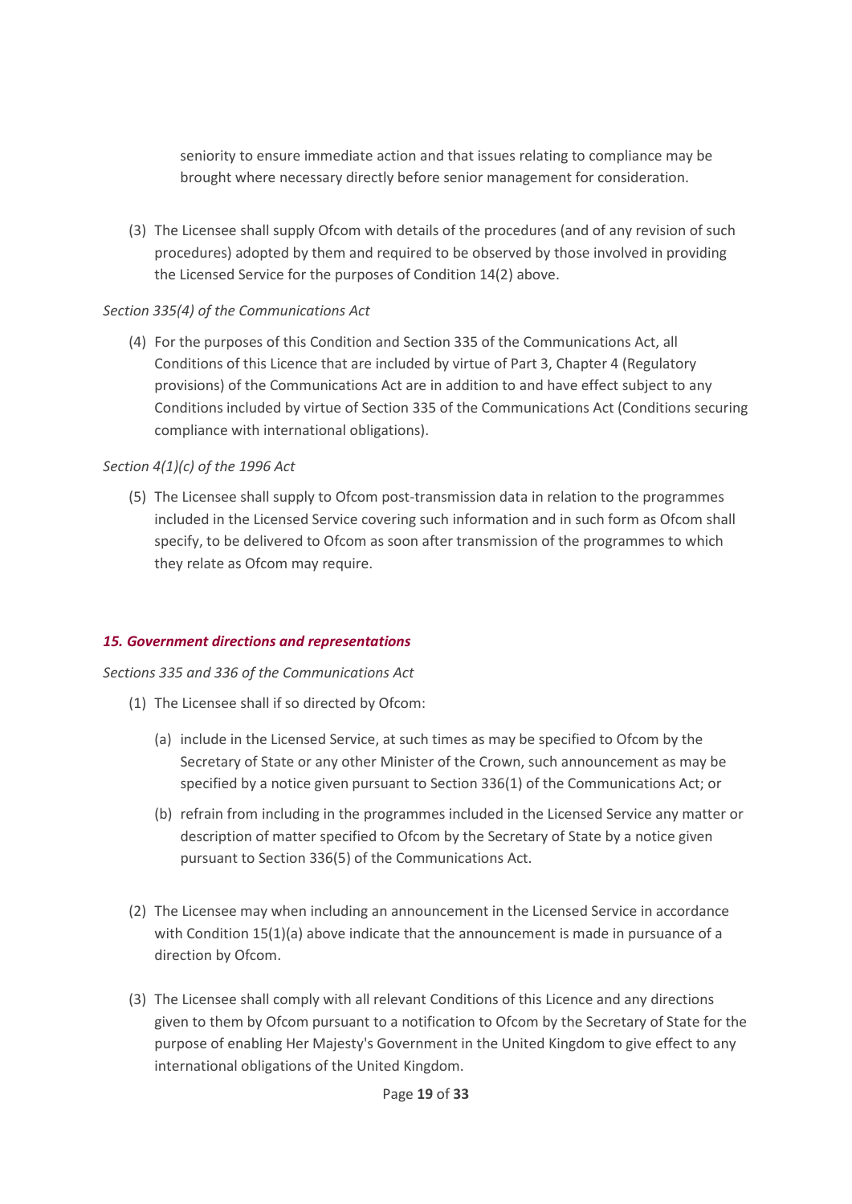seniority to ensure immediate action and that issues relating to compliance may be brought where necessary directly before senior management for consideration.

(3) The Licensee shall supply Ofcom with details of the procedures (and of any revision of such procedures) adopted by them and required to be observed by those involved in providing the Licensed Service for the purposes of Condition 14(2) above.

*Section 335(4) of the Communications Act*

(4) For the purposes of this Condition and Section 335 of the Communications Act, all Conditions of this Licence that are included by virtue of Part 3, Chapter 4 (Regulatory provisions) of the Communications Act are in addition to and have effect subject to any Conditions included by virtue of Section 335 of the Communications Act (Conditions securing compliance with international obligations).

*Section 4(1)(c) of the 1996 Act*

(5) The Licensee shall supply to Ofcom post-transmission data in relation to the programmes included in the Licensed Service covering such information and in such form as Ofcom shall specify, to be delivered to Ofcom as soon after transmission of the programmes to which they relate as Ofcom may require.

### *15. Government directions and representations*

*Sections 335 and 336 of the Communications Act*

(1) The Licensee shall if so directed by Ofcom:

(a) include in the Licensed Service, at such times as may be specified to Ofcom by the Secretary of State or any other Minister of the Crown, such announcement as may be specified by a notice given pursuant to Section 336(1) of the Communications Act; or

(b) refrain from including in the programmes included in the Licensed Service any matter or description of matter specified to Ofcom by the Secretary of State by a notice given pursuant to Section 336(5) of the Communications Act.

(2) The Licensee may when including an announcement in the Licensed Service in accordance with Condition 15(1)(a) above indicate that the announcement is made in pursuance of a direction by Ofcom.

(3) The Licensee shall comply with all relevant Conditions of this Licence and any directions given to them by Ofcom pursuant to a notification to Ofcom by the Secretary of State for the purpose of enabling Her Majesty's Government in the United Kingdom to give effect to any international obligations of the United Kingdom.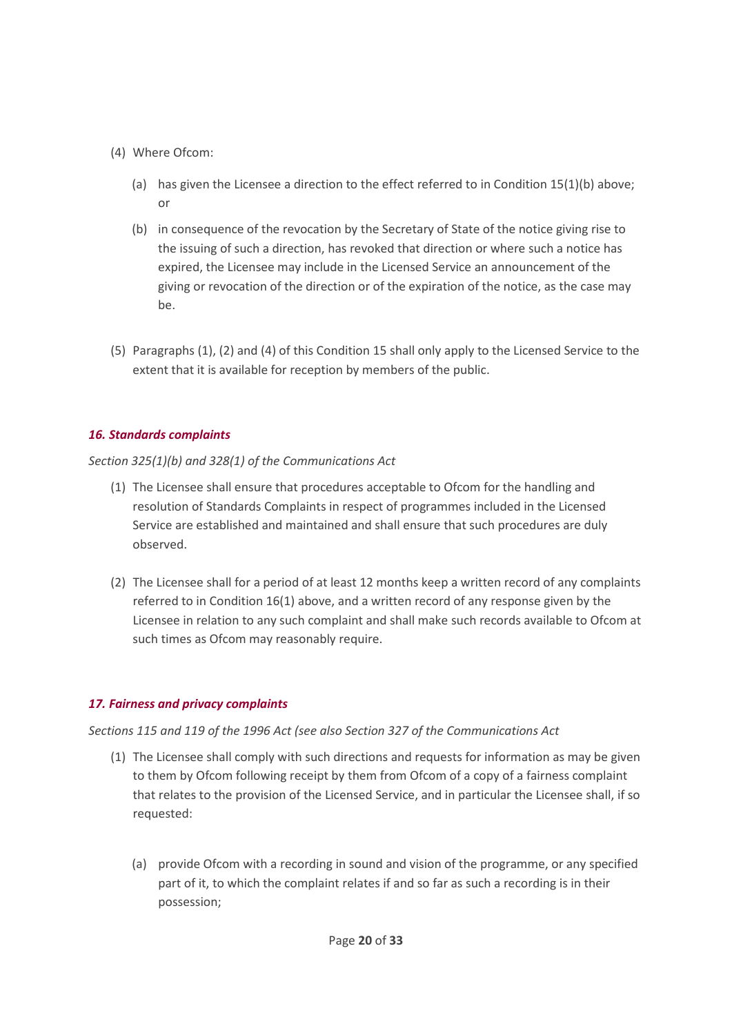(4) Where Ofcom:

(a) has given the Licensee a direction to the effect referred to in Condition 15(1)(b) above; or

(b) in consequence of the revocation by the Secretary of State of the notice giving rise to the issuing of such a direction, has revoked that direction or where such a notice has expired, the Licensee may include in the Licensed Service an announcement of the giving or revocation of the direction or of the expiration of the notice, as the case may be.

(5) Paragraphs (1), (2) and (4) of this Condition 15 shall only apply to the Licensed Service to the extent that it is available for reception by members of the public.

### *16. Standards complaints*

*Section 325(1)(b) and 328(1) of the Communications Act*

(1) The Licensee shall ensure that procedures acceptable to Ofcom for the handling and resolution of Standards Complaints in respect of programmes included in the Licensed Service are established and maintained and shall ensure that such procedures are duly observed.

(2) The Licensee shall for a period of at least 12 months keep a written record of any complaints referred to in Condition 16(1) above, and a written record of any response given by the Licensee in relation to any such complaint and shall make such records available to Ofcom at such times as Ofcom may reasonably require.

### *17. Fairness and privacy complaints*

*Sections 115 and 119 of the 1996 Act (see also Section 327 of the Communications Act*

(1) The Licensee shall comply with such directions and requests for information as may be given to them by Ofcom following receipt by them from Ofcom of a copy of a fairness complaint that relates to the provision of the Licensed Service, and in particular the Licensee shall, if so requested:

(a) provide Ofcom with a recording in sound and vision of the programme, or any specified part of it, to which the complaint relates if and so far as such a recording is in their possession;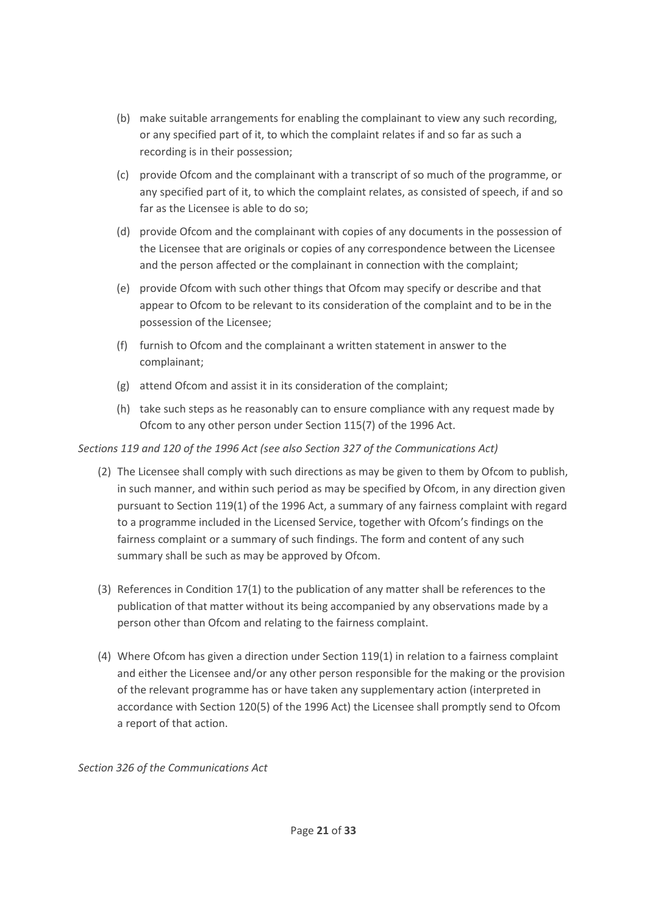(b) make suitable arrangements for enabling the complainant to view any such recording, or any specified part of it, to which the complaint relates if and so far as such a recording is in their possession;

(c) provide Ofcom and the complainant with a transcript of so much of the programme, or any specified part of it, to which the complaint relates, as consisted of speech, if and so far as the Licensee is able to do so;

(d) provide Ofcom and the complainant with copies of any documents in the possession of the Licensee that are originals or copies of any correspondence between the Licensee and the person affected or the complainant in connection with the complaint;

(e) provide Ofcom with such other things that Ofcom may specify or describe and that appear to Ofcom to be relevant to its consideration of the complaint and to be in the possession of the Licensee;

(f) furnish to Ofcom and the complainant a written statement in answer to the complainant;

(g) attend Ofcom and assist it in its consideration of the complaint;

(h) take such steps as he reasonably can to ensure compliance with any request made by Ofcom to any other person under Section 115(7) of the 1996 Act.

*Sections 119 and 120 of the 1996 Act (see also Section 327 of the Communications Act)*

(2) The Licensee shall comply with such directions as may be given to them by Ofcom to publish, in such manner, and within such period as may be specified by Ofcom, in any direction given pursuant to Section 119(1) of the 1996 Act, a summary of any fairness complaint with regard to a programme included in the Licensed Service, together with Ofcom's findings on the fairness complaint or a summary of such findings. The form and content of any such summary shall be such as may be approved by Ofcom.

(3) References in Condition 17(1) to the publication of any matter shall be references to the publication of that matter without its being accompanied by any observations made by a person other than Ofcom and relating to the fairness complaint.

(4) Where Ofcom has given a direction under Section 119(1) in relation to a fairness complaint and either the Licensee and/or any other person responsible for the making or the provision of the relevant programme has or have taken any supplementary action (interpreted in accordance with Section 120(5) of the 1996 Act) the Licensee shall promptly send to Ofcom a report of that action.

*Section 326 of the Communications Act*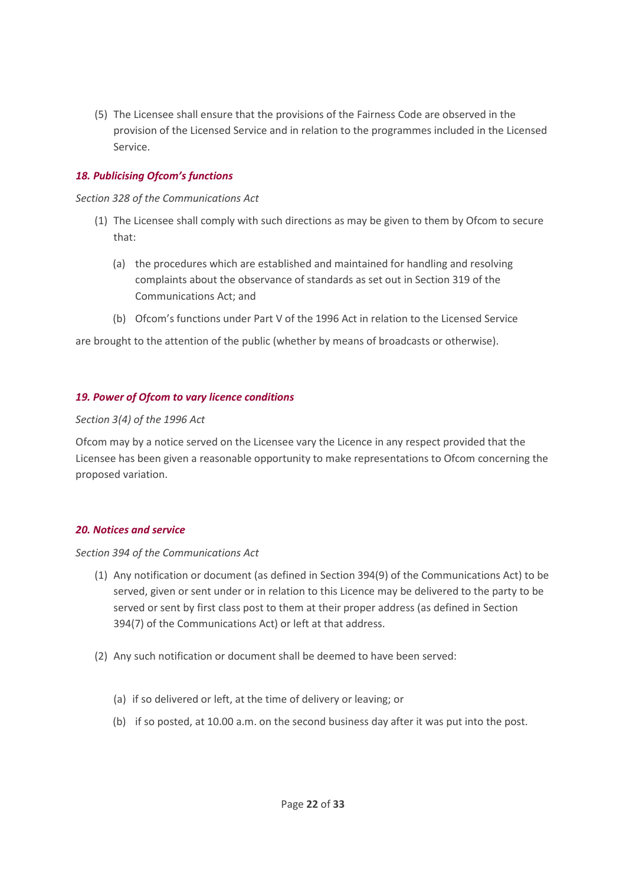(5) The Licensee shall ensure that the provisions of the Fairness Code are observed in the provision of the Licensed Service and in relation to the programmes included in the Licensed Service.

### *18. Publicising Ofcom's functions*

*Section 328 of the Communications Act*

(1) The Licensee shall comply with such directions as may be given to them by Ofcom to secure that:

   (a) the procedures which are established and maintained for handling and resolving complaints about the observance of standards as set out in Section 319 of the Communications Act; and

   (b) Ofcom's functions under Part V of the 1996 Act in relation to the Licensed Service

are brought to the attention of the public (whether by means of broadcasts or otherwise).

### *19. Power of Ofcom to vary licence conditions*

*Section 3(4) of the 1996 Act*

Ofcom may by a notice served on the Licensee vary the Licence in any respect provided that the Licensee has been given a reasonable opportunity to make representations to Ofcom concerning the proposed variation.

### *20. Notices and service*

*Section 394 of the Communications Act*

(1) Any notification or document (as defined in Section 394(9) of the Communications Act) to be served, given or sent under or in relation to this Licence may be delivered to the party to be served or sent by first class post to them at their proper address (as defined in Section 394(7) of the Communications Act) or left at that address.

(2) Any such notification or document shall be deemed to have been served:

   (a) if so delivered or left, at the time of delivery or leaving; or

   (b) if so posted, at 10.00 a.m. on the second business day after it was put into the post.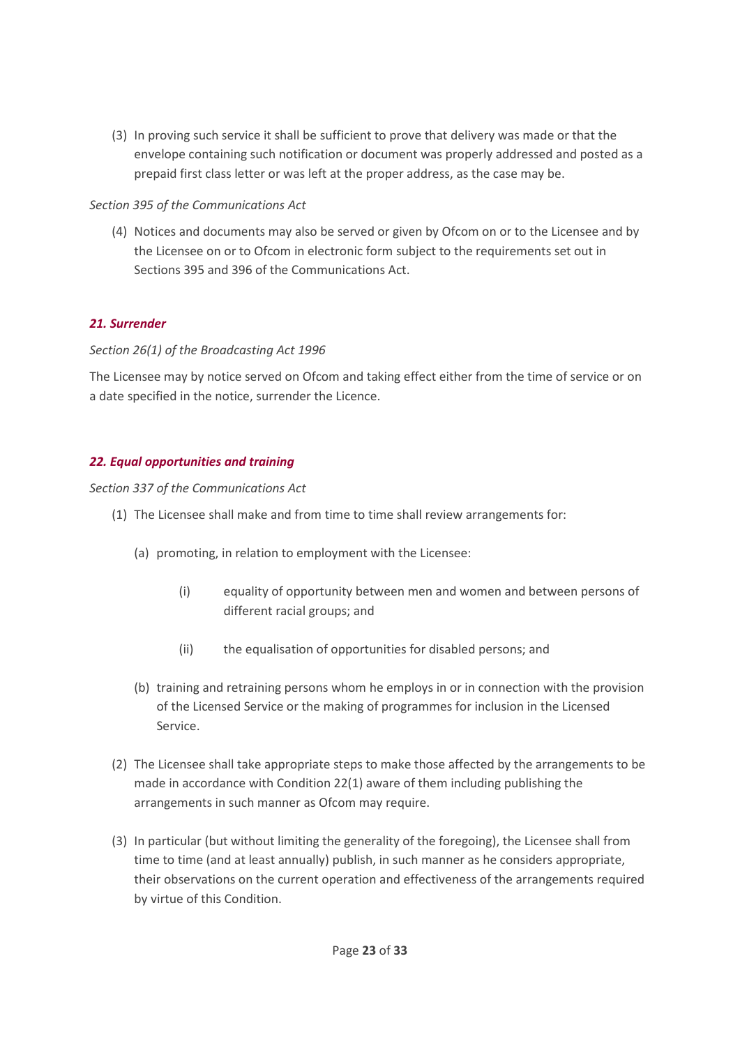(3) In proving such service it shall be sufficient to prove that delivery was made or that the envelope containing such notification or document was properly addressed and posted as a prepaid first class letter or was left at the proper address, as the case may be.

*Section 395 of the Communications Act*

(4) Notices and documents may also be served or given by Ofcom on or to the Licensee and by the Licensee on or to Ofcom in electronic form subject to the requirements set out in Sections 395 and 396 of the Communications Act.

### *21. Surrender*

*Section 26(1) of the Broadcasting Act 1996*

The Licensee may by notice served on Ofcom and taking effect either from the time of service or on a date specified in the notice, surrender the Licence.

### *22. Equal opportunities and training*

*Section 337 of the Communications Act*

(1) The Licensee shall make and from time to time shall review arrangements for:

  (a) promoting, in relation to employment with the Licensee:

    (i) equality of opportunity between men and women and between persons of different racial groups; and

    (ii) the equalisation of opportunities for disabled persons; and

  (b) training and retraining persons whom he employs in or in connection with the provision of the Licensed Service or the making of programmes for inclusion in the Licensed Service.

(2) The Licensee shall take appropriate steps to make those affected by the arrangements to be made in accordance with Condition 22(1) aware of them including publishing the arrangements in such manner as Ofcom may require.

(3) In particular (but without limiting the generality of the foregoing), the Licensee shall from time to time (and at least annually) publish, in such manner as he considers appropriate, their observations on the current operation and effectiveness of the arrangements required by virtue of this Condition.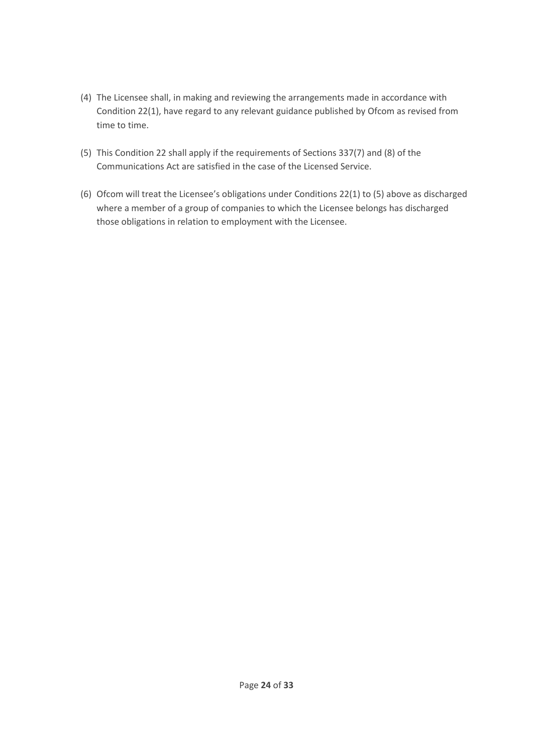(4) The Licensee shall, in making and reviewing the arrangements made in accordance with Condition 22(1), have regard to any relevant guidance published by Ofcom as revised from time to time.

(5) This Condition 22 shall apply if the requirements of Sections 337(7) and (8) of the Communications Act are satisfied in the case of the Licensed Service.

(6) Ofcom will treat the Licensee's obligations under Conditions 22(1) to (5) above as discharged where a member of a group of companies to which the Licensee belongs has discharged those obligations in relation to employment with the Licensee.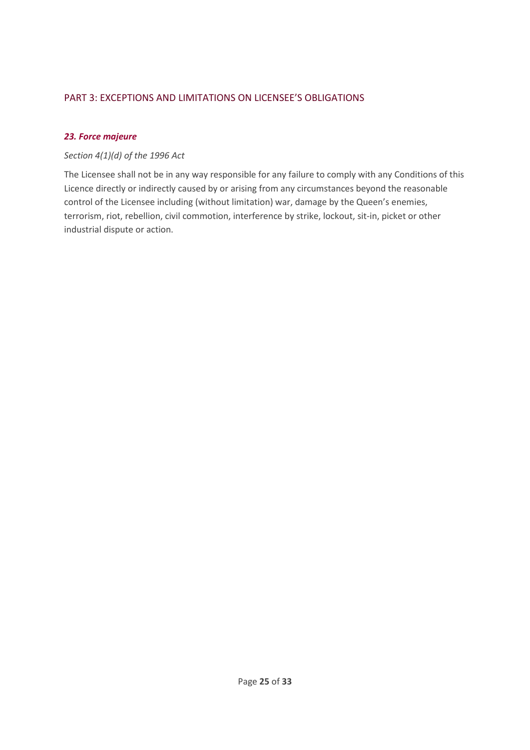## PART 3: EXCEPTIONS AND LIMITATIONS ON LICENSEE'S OBLIGATIONS

### *23. Force majeure*

*Section 4(1)(d) of the 1996 Act*

The Licensee shall not be in any way responsible for any failure to comply with any Conditions of this Licence directly or indirectly caused by or arising from any circumstances beyond the reasonable control of the Licensee including (without limitation) war, damage by the Queen's enemies, terrorism, riot, rebellion, civil commotion, interference by strike, lockout, sit-in, picket or other industrial dispute or action.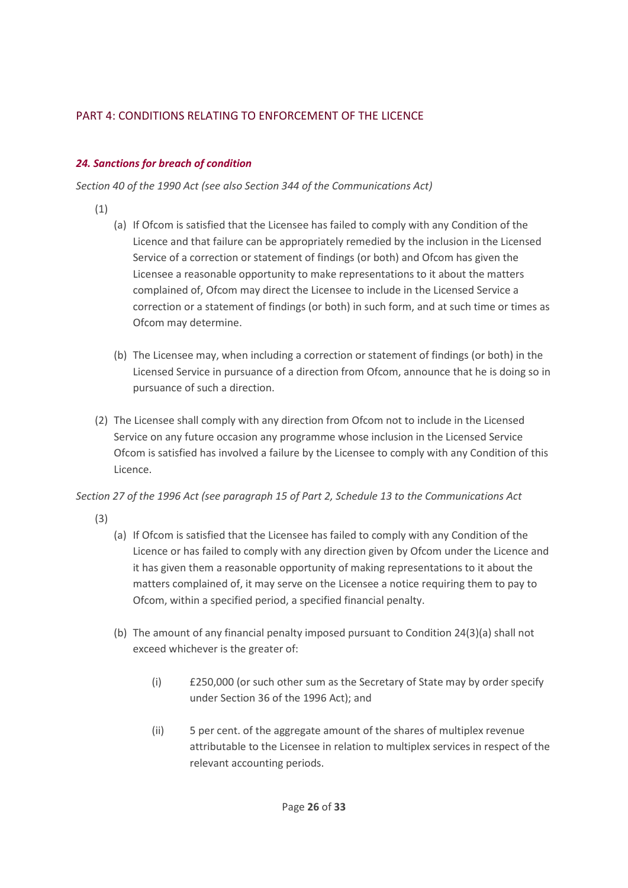## PART 4: CONDITIONS RELATING TO ENFORCEMENT OF THE LICENCE

### *24. Sanctions for breach of condition*

*Section 40 of the 1990 Act (see also Section 344 of the Communications Act)*

(1)

(a) If Ofcom is satisfied that the Licensee has failed to comply with any Condition of the Licence and that failure can be appropriately remedied by the inclusion in the Licensed Service of a correction or statement of findings (or both) and Ofcom has given the Licensee a reasonable opportunity to make representations to it about the matters complained of, Ofcom may direct the Licensee to include in the Licensed Service a correction or a statement of findings (or both) in such form, and at such time or times as Ofcom may determine.

(b) The Licensee may, when including a correction or statement of findings (or both) in the Licensed Service in pursuance of a direction from Ofcom, announce that he is doing so in pursuance of such a direction.

(2) The Licensee shall comply with any direction from Ofcom not to include in the Licensed Service on any future occasion any programme whose inclusion in the Licensed Service Ofcom is satisfied has involved a failure by the Licensee to comply with any Condition of this Licence.

*Section 27 of the 1996 Act (see paragraph 15 of Part 2, Schedule 13 to the Communications Act*

(3)

(a) If Ofcom is satisfied that the Licensee has failed to comply with any Condition of the Licence or has failed to comply with any direction given by Ofcom under the Licence and it has given them a reasonable opportunity of making representations to it about the matters complained of, it may serve on the Licensee a notice requiring them to pay to Ofcom, within a specified period, a specified financial penalty.

(b) The amount of any financial penalty imposed pursuant to Condition 24(3)(a) shall not exceed whichever is the greater of:

(i) £250,000 (or such other sum as the Secretary of State may by order specify under Section 36 of the 1996 Act); and

(ii) 5 per cent. of the aggregate amount of the shares of multiplex revenue attributable to the Licensee in relation to multiplex services in respect of the relevant accounting periods.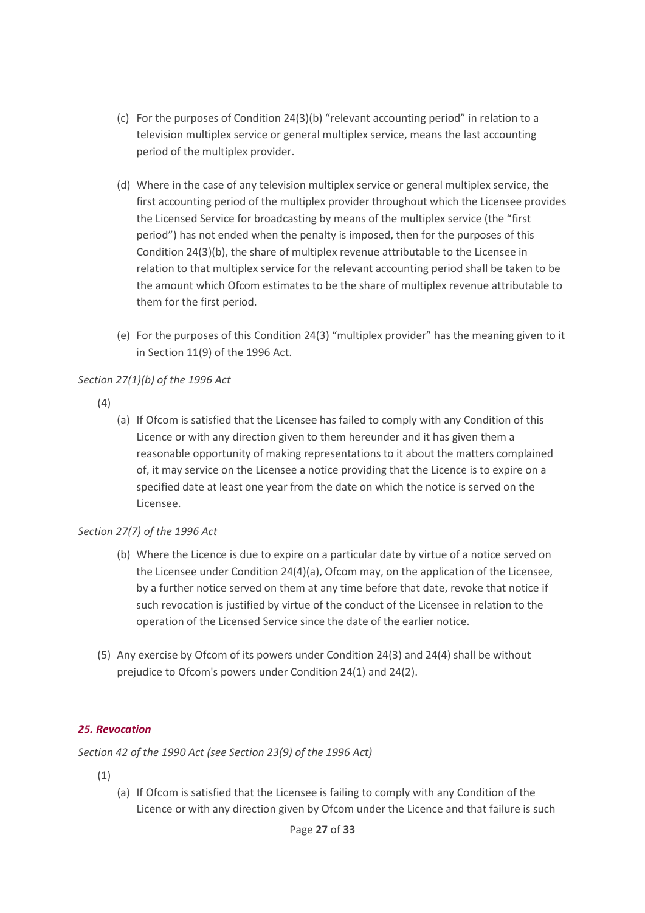(c) For the purposes of Condition 24(3)(b) "relevant accounting period" in relation to a television multiplex service or general multiplex service, means the last accounting period of the multiplex provider.

(d) Where in the case of any television multiplex service or general multiplex service, the first accounting period of the multiplex provider throughout which the Licensee provides the Licensed Service for broadcasting by means of the multiplex service (the "first period") has not ended when the penalty is imposed, then for the purposes of this Condition 24(3)(b), the share of multiplex revenue attributable to the Licensee in relation to that multiplex service for the relevant accounting period shall be taken to be the amount which Ofcom estimates to be the share of multiplex revenue attributable to them for the first period.

(e) For the purposes of this Condition 24(3) "multiplex provider" has the meaning given to it in Section 11(9) of the 1996 Act.

*Section 27(1)(b) of the 1996 Act*

(4)

(a) If Ofcom is satisfied that the Licensee has failed to comply with any Condition of this Licence or with any direction given to them hereunder and it has given them a reasonable opportunity of making representations to it about the matters complained of, it may service on the Licensee a notice providing that the Licence is to expire on a specified date at least one year from the date on which the notice is served on the Licensee.

*Section 27(7) of the 1996 Act*

(b) Where the Licence is due to expire on a particular date by virtue of a notice served on the Licensee under Condition 24(4)(a), Ofcom may, on the application of the Licensee, by a further notice served on them at any time before that date, revoke that notice if such revocation is justified by virtue of the conduct of the Licensee in relation to the operation of the Licensed Service since the date of the earlier notice.

(5) Any exercise by Ofcom of its powers under Condition 24(3) and 24(4) shall be without prejudice to Ofcom's powers under Condition 24(1) and 24(2).

### *25. Revocation*

*Section 42 of the 1990 Act (see Section 23(9) of the 1996 Act)*

(1)

(a) If Ofcom is satisfied that the Licensee is failing to comply with any Condition of the Licence or with any direction given by Ofcom under the Licence and that failure is such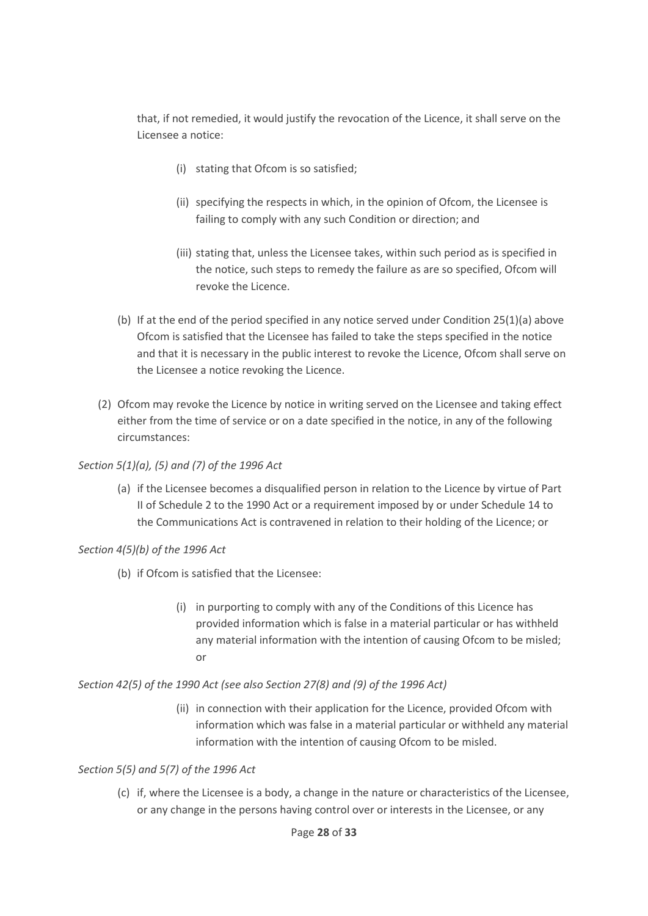that, if not remedied, it would justify the revocation of the Licence, it shall serve on the Licensee a notice:

(i) stating that Ofcom is so satisfied;

(ii) specifying the respects in which, in the opinion of Ofcom, the Licensee is failing to comply with any such Condition or direction; and

(iii) stating that, unless the Licensee takes, within such period as is specified in the notice, such steps to remedy the failure as are so specified, Ofcom will revoke the Licence.

(b) If at the end of the period specified in any notice served under Condition 25(1)(a) above Ofcom is satisfied that the Licensee has failed to take the steps specified in the notice and that it is necessary in the public interest to revoke the Licence, Ofcom shall serve on the Licensee a notice revoking the Licence.

(2) Ofcom may revoke the Licence by notice in writing served on the Licensee and taking effect either from the time of service or on a date specified in the notice, in any of the following circumstances:

*Section 5(1)(a), (5) and (7) of the 1996 Act*

(a) if the Licensee becomes a disqualified person in relation to the Licence by virtue of Part II of Schedule 2 to the 1990 Act or a requirement imposed by or under Schedule 14 to the Communications Act is contravened in relation to their holding of the Licence; or

*Section 4(5)(b) of the 1996 Act*

(b) if Ofcom is satisfied that the Licensee:

(i) in purporting to comply with any of the Conditions of this Licence has provided information which is false in a material particular or has withheld any material information with the intention of causing Ofcom to be misled; or

*Section 42(5) of the 1990 Act (see also Section 27(8) and (9) of the 1996 Act)*

(ii) in connection with their application for the Licence, provided Ofcom with information which was false in a material particular or withheld any material information with the intention of causing Ofcom to be misled.

*Section 5(5) and 5(7) of the 1996 Act*

(c) if, where the Licensee is a body, a change in the nature or characteristics of the Licensee, or any change in the persons having control over or interests in the Licensee, or any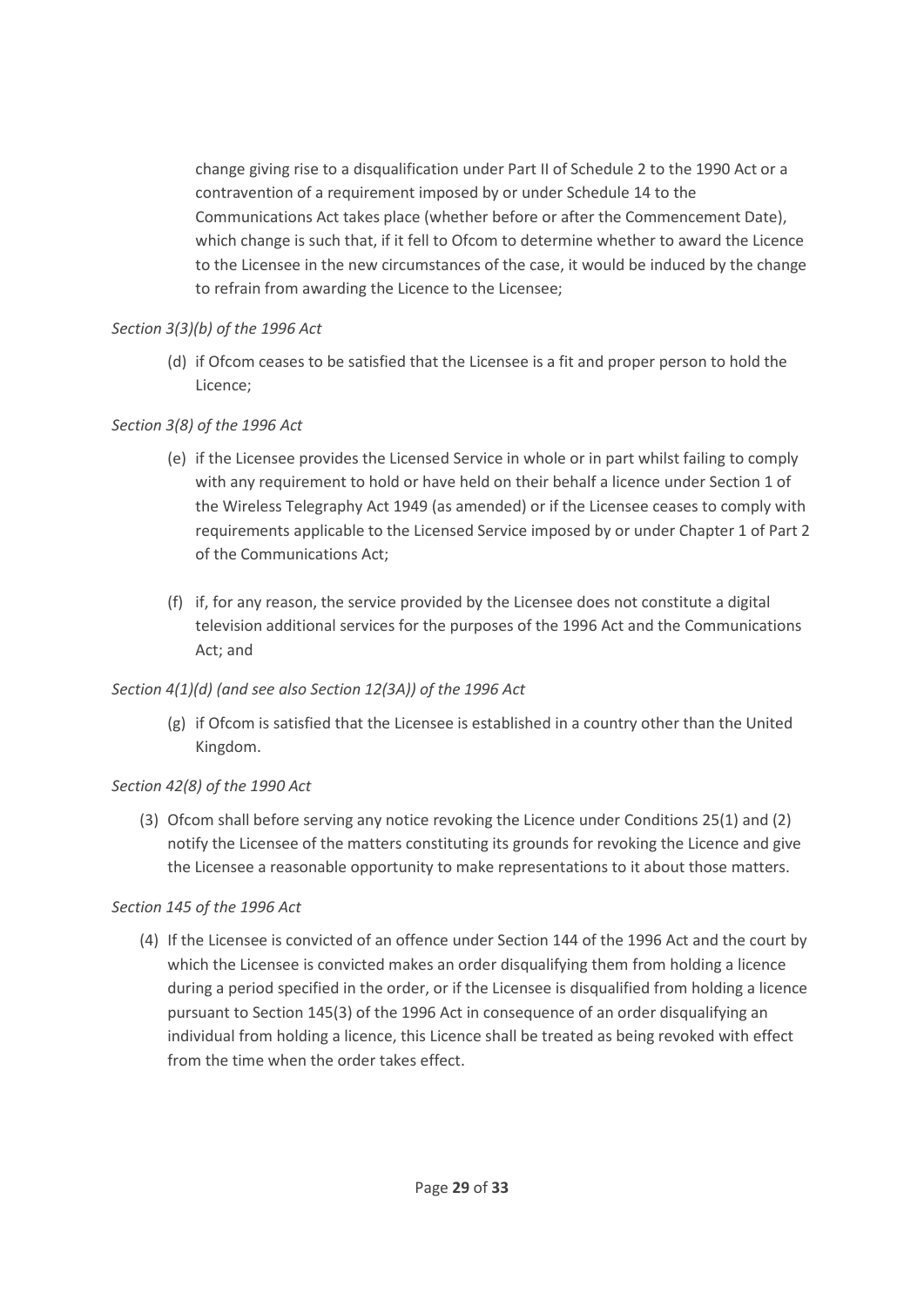change giving rise to a disqualification under Part II of Schedule 2 to the 1990 Act or a contravention of a requirement imposed by or under Schedule 14 to the Communications Act takes place (whether before or after the Commencement Date), which change is such that, if it fell to Ofcom to determine whether to award the Licence to the Licensee in the new circumstances of the case, it would be induced by the change to refrain from awarding the Licence to the Licensee;

*Section 3(3)(b) of the 1996 Act*

(d) if Ofcom ceases to be satisfied that the Licensee is a fit and proper person to hold the Licence;

*Section 3(8) of the 1996 Act*

(e) if the Licensee provides the Licensed Service in whole or in part whilst failing to comply with any requirement to hold or have held on their behalf a licence under Section 1 of the Wireless Telegraphy Act 1949 (as amended) or if the Licensee ceases to comply with requirements applicable to the Licensed Service imposed by or under Chapter 1 of Part 2 of the Communications Act;

(f) if, for any reason, the service provided by the Licensee does not constitute a digital television additional services for the purposes of the 1996 Act and the Communications Act; and

*Section 4(1)(d) (and see also Section 12(3A)) of the 1996 Act*

(g) if Ofcom is satisfied that the Licensee is established in a country other than the United Kingdom.

*Section 42(8) of the 1990 Act*

(3) Ofcom shall before serving any notice revoking the Licence under Conditions 25(1) and (2) notify the Licensee of the matters constituting its grounds for revoking the Licence and give the Licensee a reasonable opportunity to make representations to it about those matters.

*Section 145 of the 1996 Act*

(4) If the Licensee is convicted of an offence under Section 144 of the 1996 Act and the court by which the Licensee is convicted makes an order disqualifying them from holding a licence during a period specified in the order, or if the Licensee is disqualified from holding a licence pursuant to Section 145(3) of the 1996 Act in consequence of an order disqualifying an individual from holding a licence, this Licence shall be treated as being revoked with effect from the time when the order takes effect.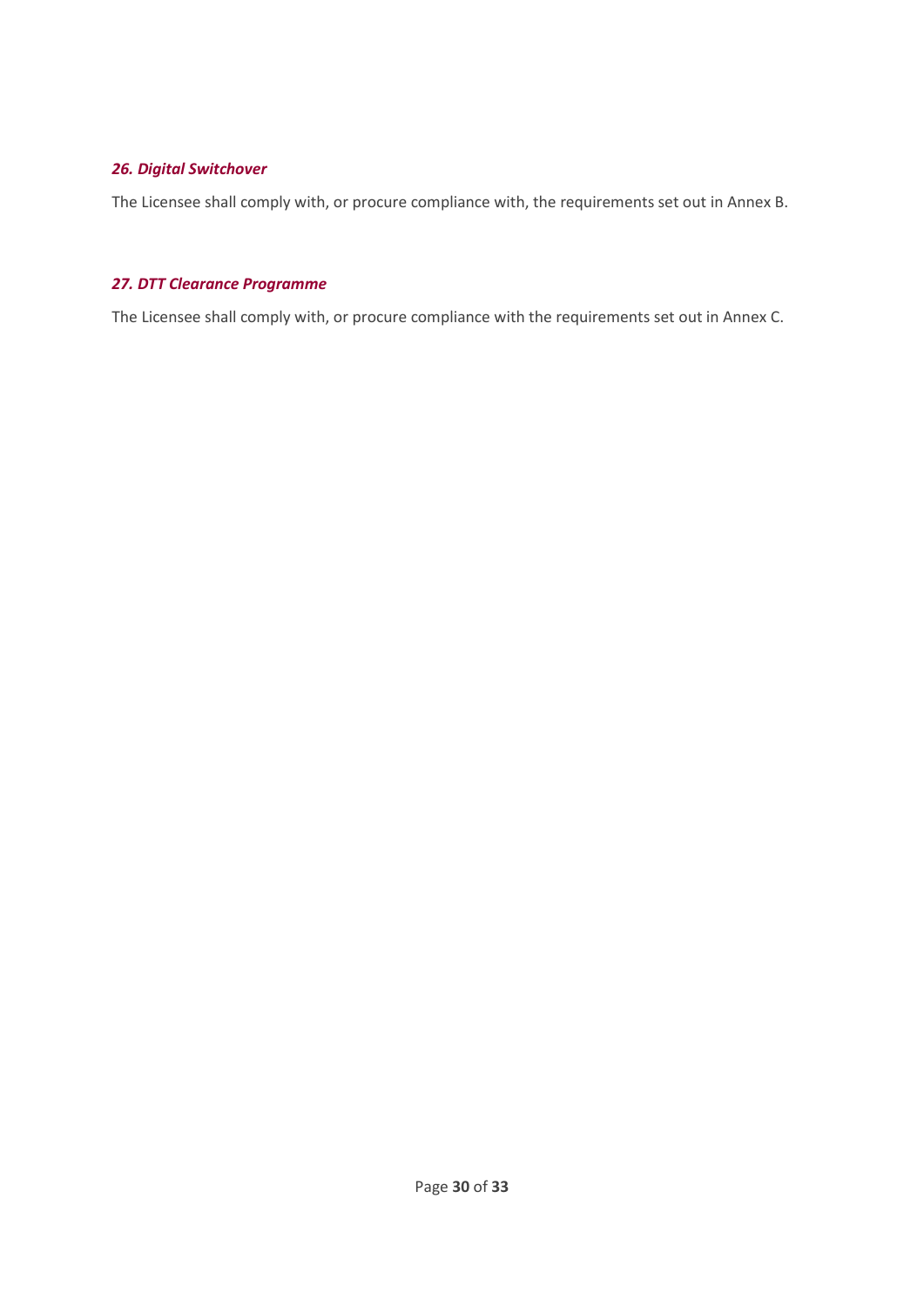### *26. Digital Switchover*

The Licensee shall comply with, or procure compliance with, the requirements set out in Annex B.

### *27. DTT Clearance Programme*

The Licensee shall comply with, or procure compliance with the requirements set out in Annex C.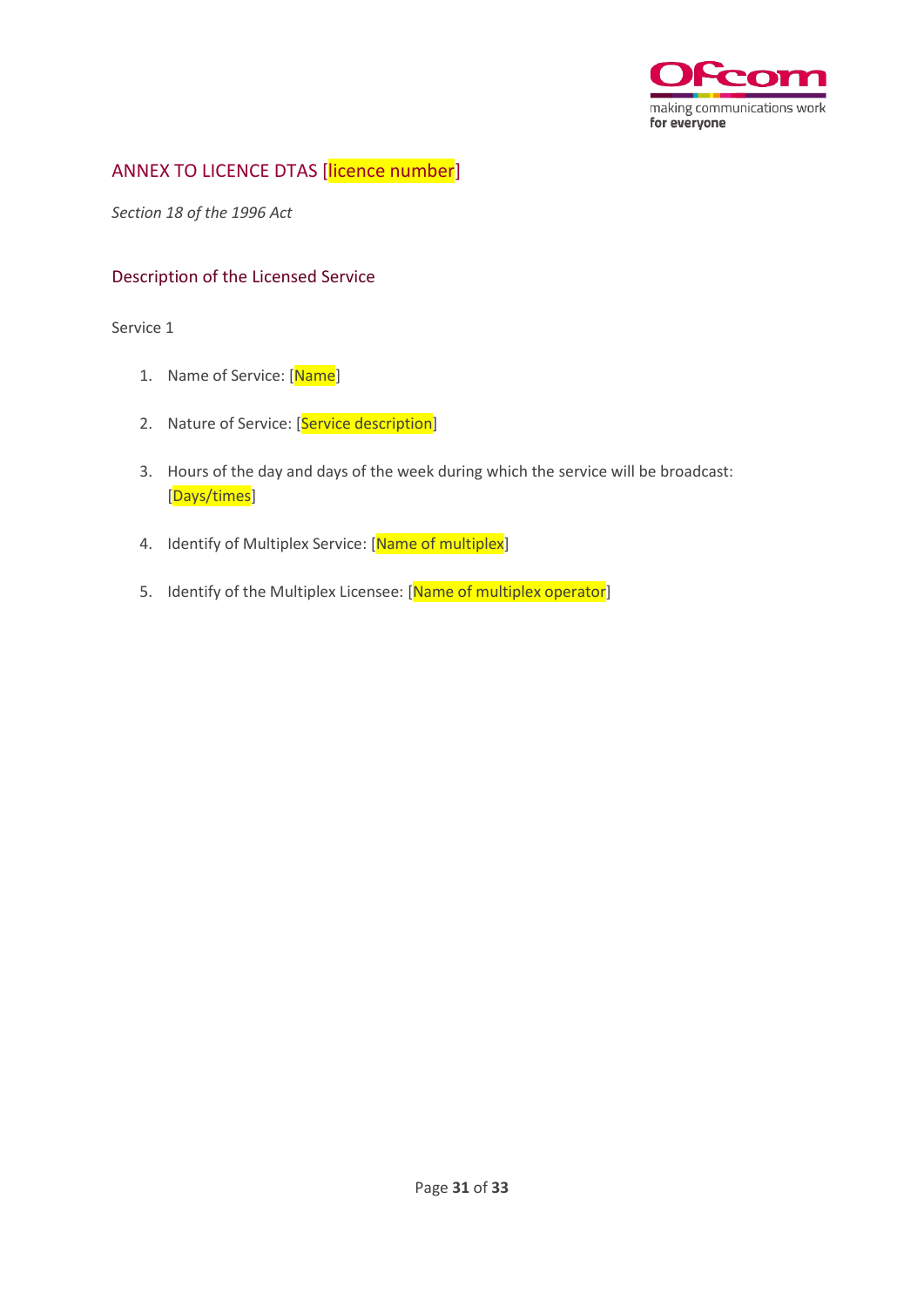## ANNEX TO LICENCE DTAS [licence number]

*Section 18 of the 1996 Act*

### Description of the Licensed Service

Service 1

1. Name of Service: [Name]
2. Nature of Service: [Service description]
3. Hours of the day and days of the week during which the service will be broadcast: [Days/times]
4. Identify of Multiplex Service: [Name of multiplex]
5. Identify of the Multiplex Licensee: [Name of multiplex operator]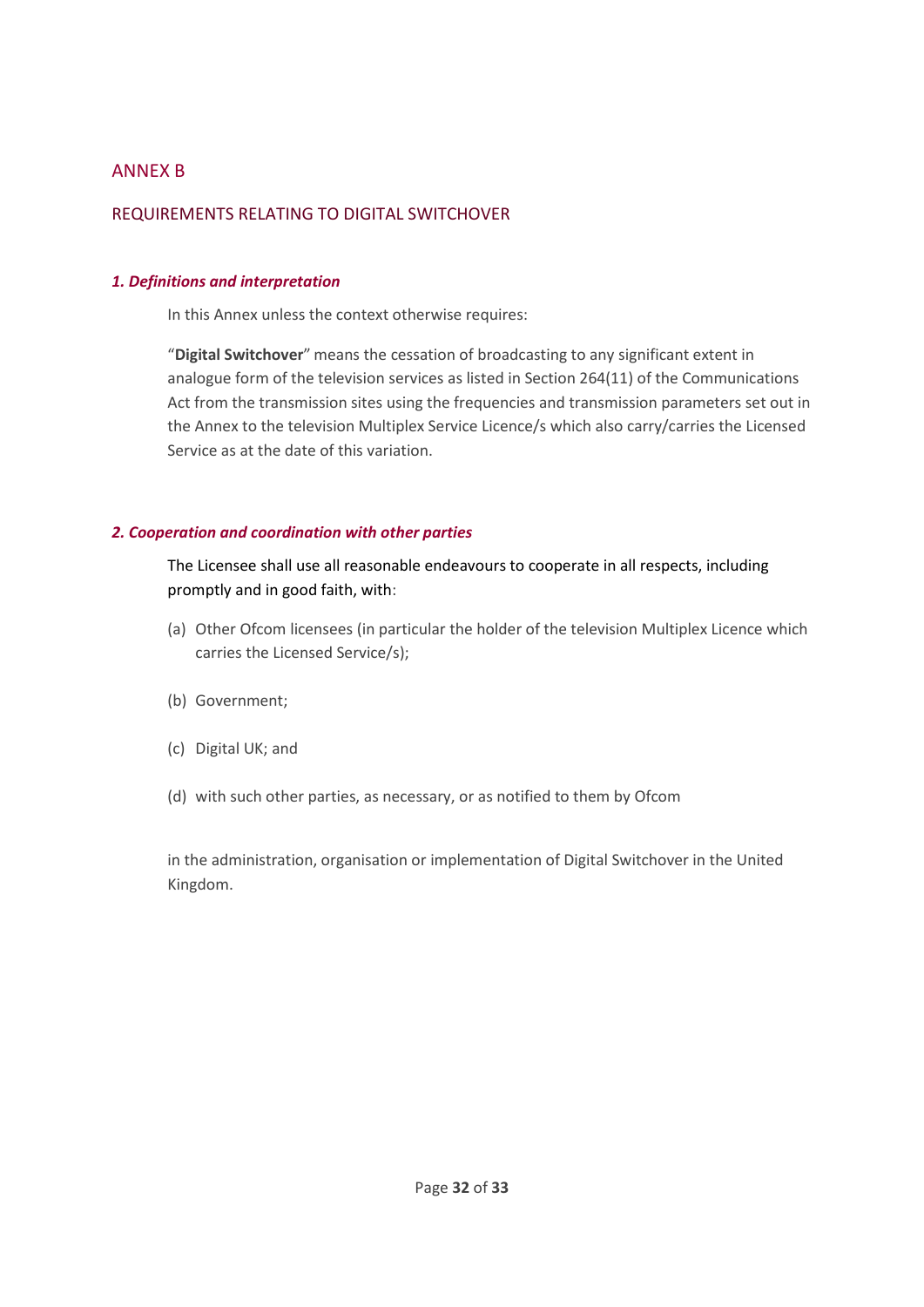# ANNEX B

## REQUIREMENTS RELATING TO DIGITAL SWITCHOVER

### *1. Definitions and interpretation*

In this Annex unless the context otherwise requires:

"**Digital Switchover**" means the cessation of broadcasting to any significant extent in analogue form of the television services as listed in Section 264(11) of the Communications Act from the transmission sites using the frequencies and transmission parameters set out in the Annex to the television Multiplex Service Licence/s which also carry/carries the Licensed Service as at the date of this variation.

### *2. Cooperation and coordination with other parties*

The Licensee shall use all reasonable endeavours to cooperate in all respects, including promptly and in good faith, with:

(a) Other Ofcom licensees (in particular the holder of the television Multiplex Licence which carries the Licensed Service/s);

(b) Government;

(c) Digital UK; and

(d) with such other parties, as necessary, or as notified to them by Ofcom

in the administration, organisation or implementation of Digital Switchover in the United Kingdom.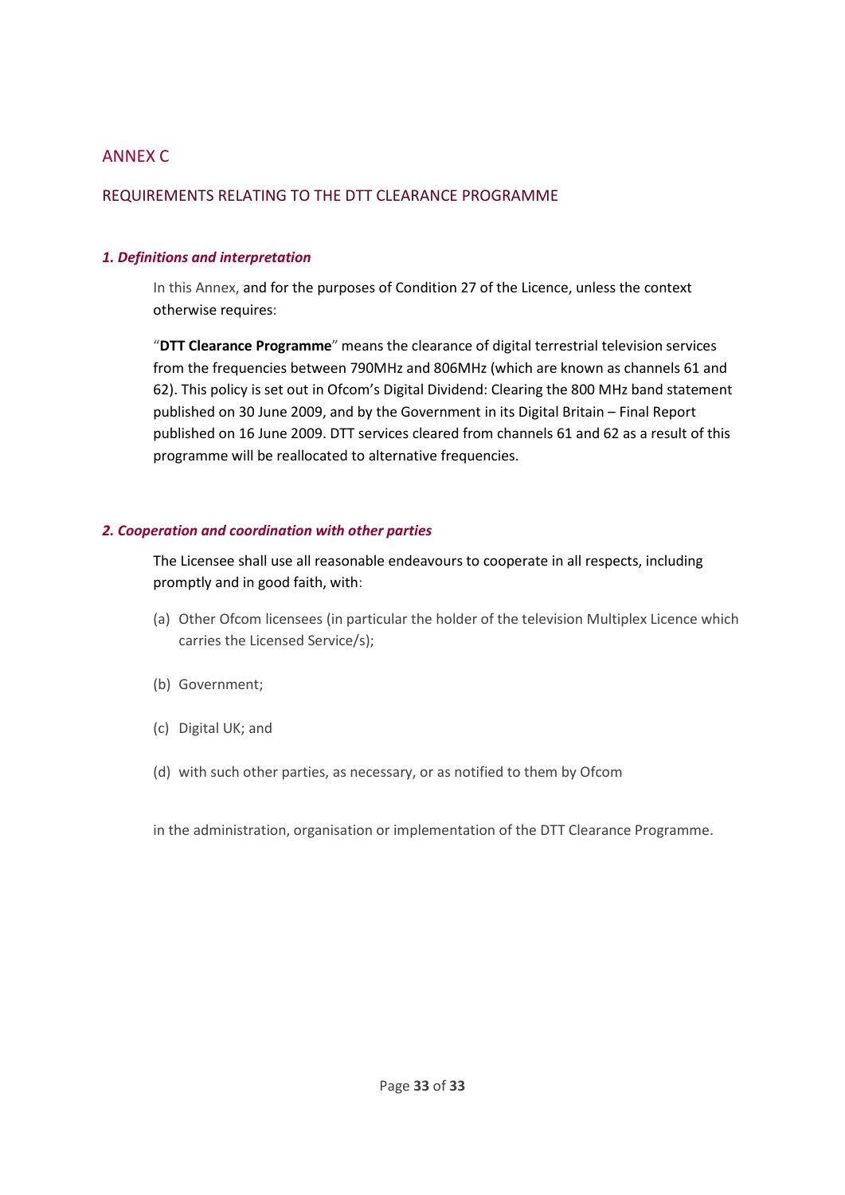## ANNEX C

## REQUIREMENTS RELATING TO THE DTT CLEARANCE PROGRAMME

### *1. Definitions and interpretation*

In this Annex, and for the purposes of Condition 27 of the Licence, unless the context otherwise requires:

"**DTT Clearance Programme**" means the clearance of digital terrestrial television services from the frequencies between 790MHz and 806MHz (which are known as channels 61 and 62). This policy is set out in Ofcom's Digital Dividend: Clearing the 800 MHz band statement published on 30 June 2009, and by the Government in its Digital Britain – Final Report published on 16 June 2009. DTT services cleared from channels 61 and 62 as a result of this programme will be reallocated to alternative frequencies.

### *2. Cooperation and coordination with other parties*

The Licensee shall use all reasonable endeavours to cooperate in all respects, including promptly and in good faith, with:

(a) Other Ofcom licensees (in particular the holder of the television Multiplex Licence which carries the Licensed Service/s);

(b) Government;

(c) Digital UK; and

(d) with such other parties, as necessary, or as notified to them by Ofcom

in the administration, organisation or implementation of the DTT Clearance Programme.